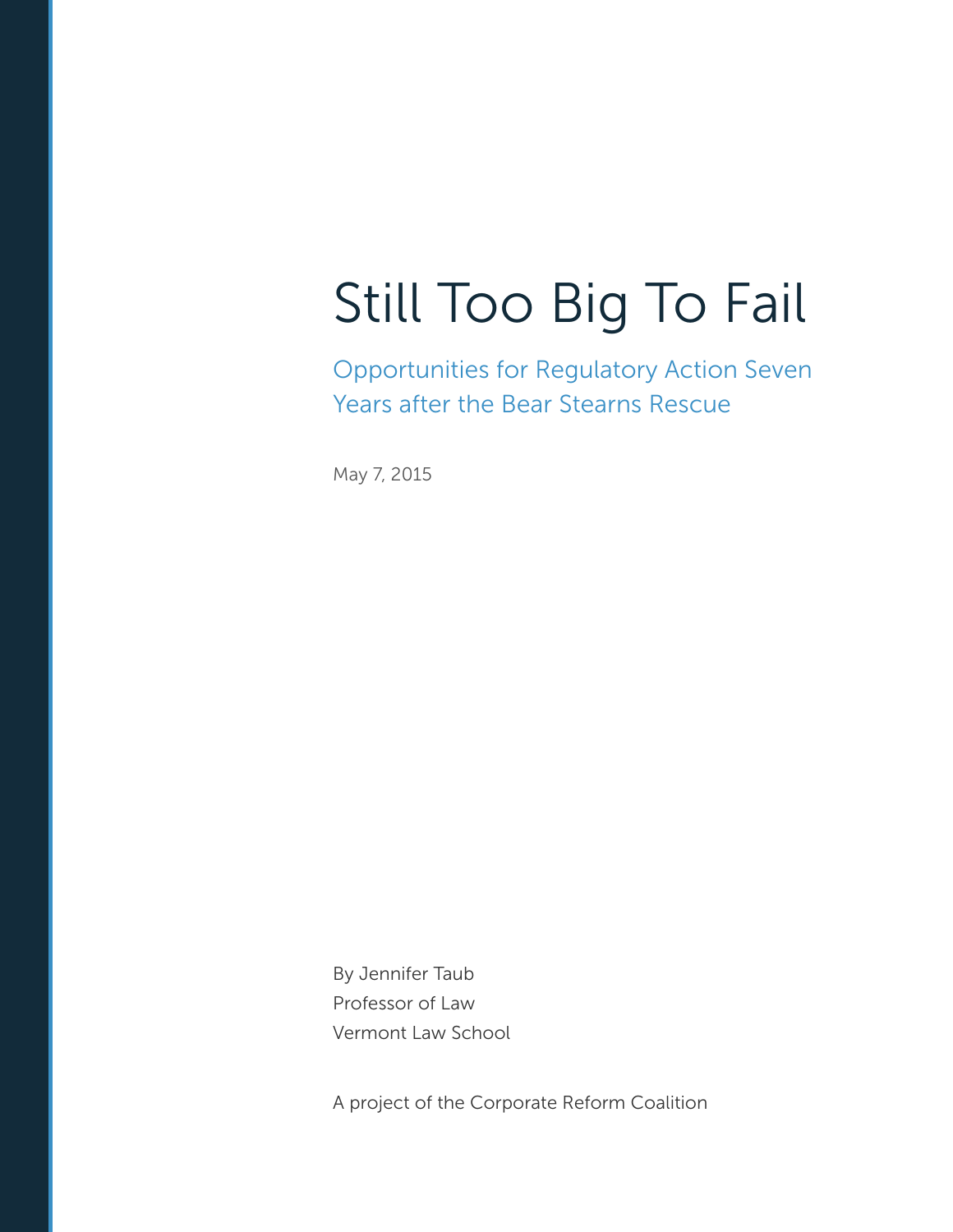# Still Too Big To Fail

## Opportunities for Regulatory Action Seven Years after the Bear Stearns Rescue

May 7, 2015

By Jennifer Taub
Professor of Law
Vermont Law School

A project of the Corporate Reform Coalition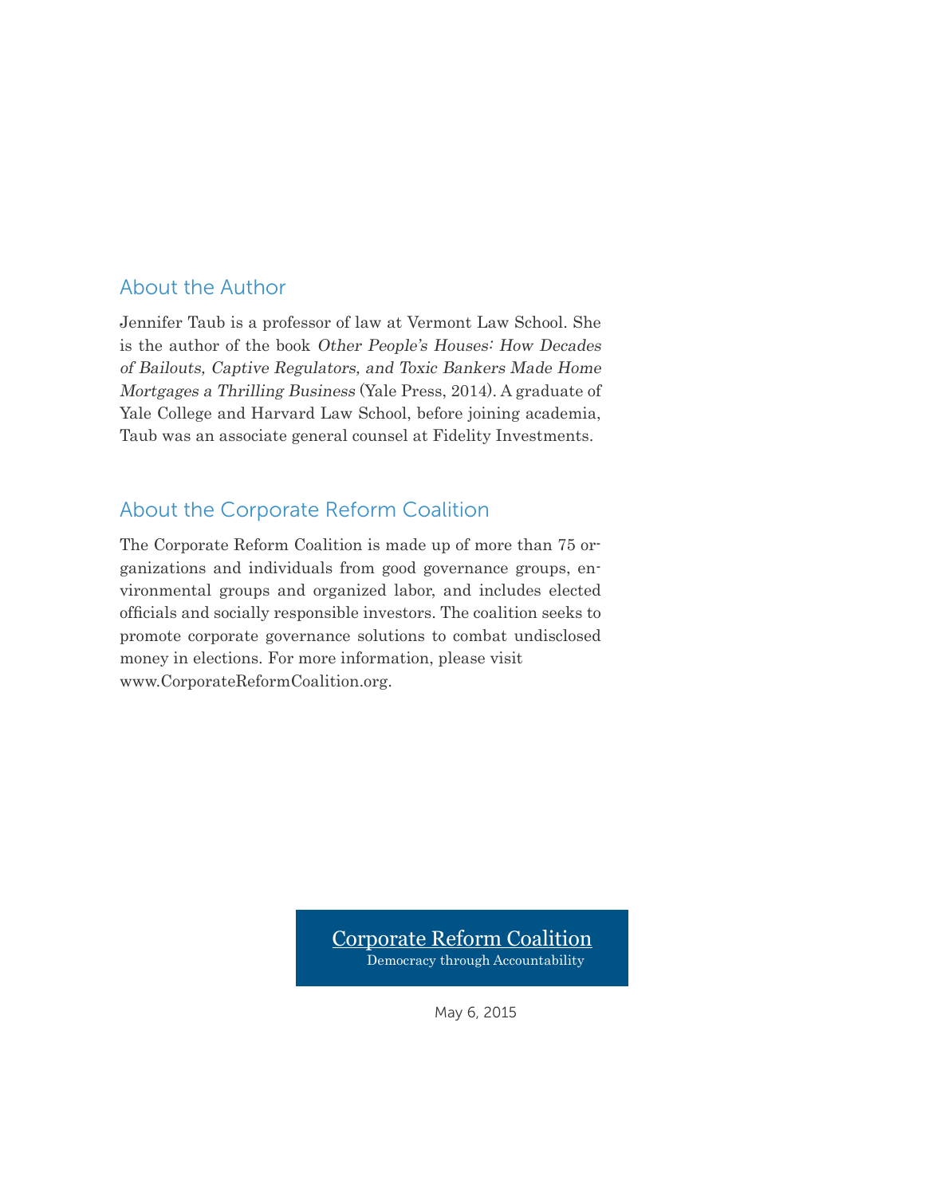## About the Author

Jennifer Taub is a professor of law at Vermont Law School. She is the author of the book *Other People's Houses: How Decades of Bailouts, Captive Regulators, and Toxic Bankers Made Home Mortgages a Thrilling Business* (Yale Press, 2014). A graduate of Yale College and Harvard Law School, before joining academia, Taub was an associate general counsel at Fidelity Investments.

## About the Corporate Reform Coalition

The Corporate Reform Coalition is made up of more than 75 organizations and individuals from good governance groups, environmental groups and organized labor, and includes elected officials and socially responsible investors. The coalition seeks to promote corporate governance solutions to combat undisclosed money in elections. For more information, please visit www.CorporateReformCoalition.org.

Corporate Reform Coalition
Democracy through Accountability

May 6, 2015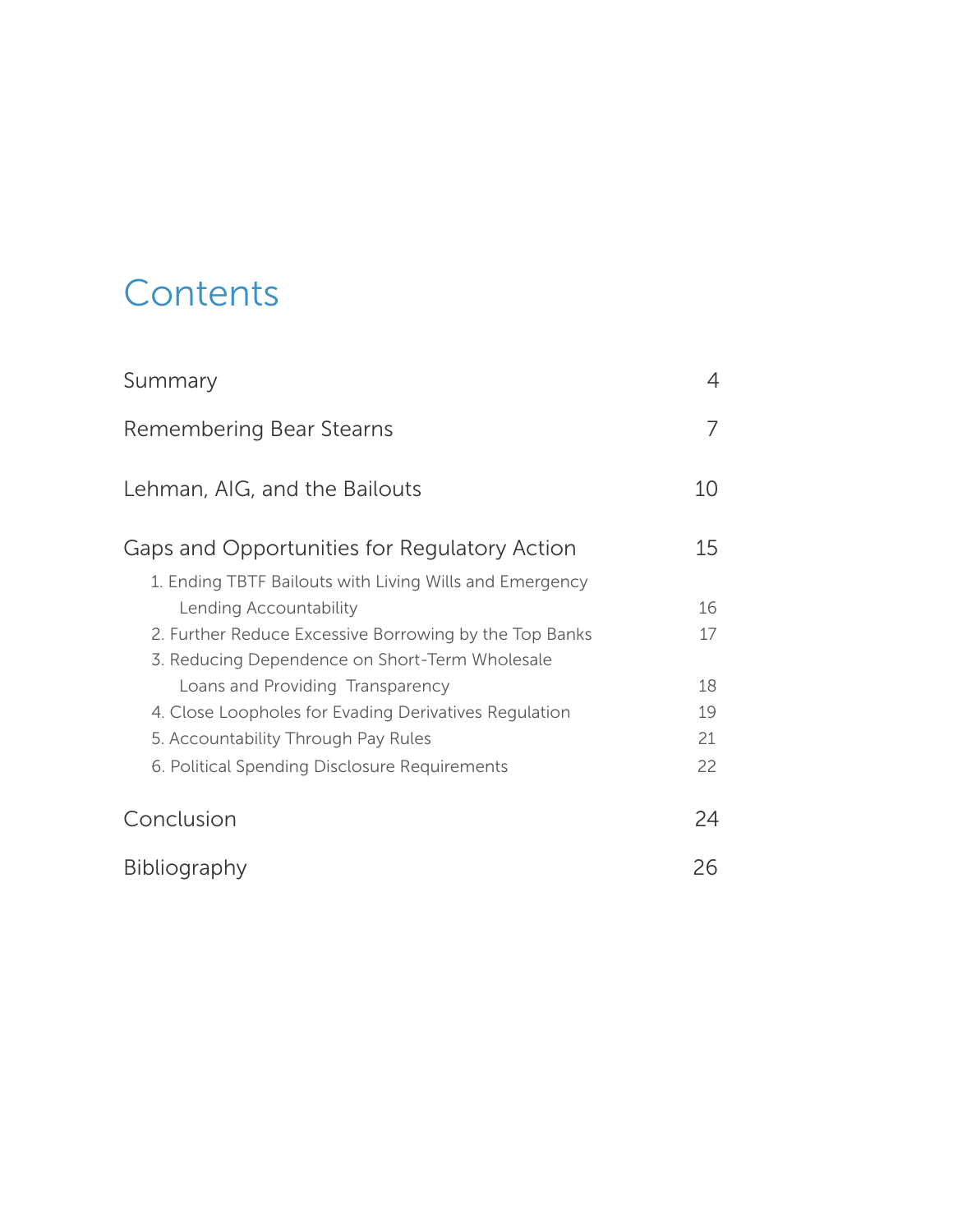# Contents

| | |
|---|---|
| Summary | 4 |
| Remembering Bear Stearns | 7 |
| Lehman, AIG, and the Bailouts | 10 |
| Gaps and Opportunities for Regulatory Action | 15 |
| 1. Ending TBTF Bailouts with Living Wills and Emergency Lending Accountability | 16 |
| 2. Further Reduce Excessive Borrowing by the Top Banks | 17 |
| 3. Reducing Dependence on Short-Term Wholesale Loans and Providing Transparency | 18 |
| 4. Close Loopholes for Evading Derivatives Regulation | 19 |
| 5. Accountability Through Pay Rules | 21 |
| 6. Political Spending Disclosure Requirements | 22 |
| Conclusion | 24 |
| Bibliography | 26 |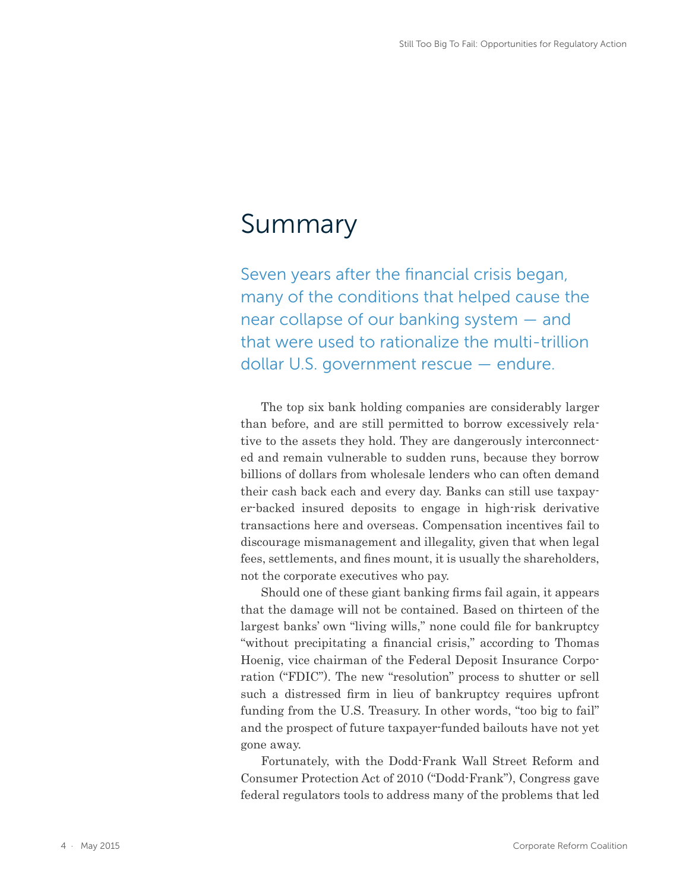# Summary

Seven years after the financial crisis began, many of the conditions that helped cause the near collapse of our banking system — and that were used to rationalize the multi-trillion dollar U.S. government rescue — endure.

The top six bank holding companies are considerably larger than before, and are still permitted to borrow excessively relative to the assets they hold. They are dangerously interconnected and remain vulnerable to sudden runs, because they borrow billions of dollars from wholesale lenders who can often demand their cash back each and every day. Banks can still use taxpayer-backed insured deposits to engage in high-risk derivative transactions here and overseas. Compensation incentives fail to discourage mismanagement and illegality, given that when legal fees, settlements, and fines mount, it is usually the shareholders, not the corporate executives who pay.

Should one of these giant banking firms fail again, it appears that the damage will not be contained. Based on thirteen of the largest banks' own "living wills," none could file for bankruptcy "without precipitating a financial crisis," according to Thomas Hoenig, vice chairman of the Federal Deposit Insurance Corporation ("FDIC"). The new "resolution" process to shutter or sell such a distressed firm in lieu of bankruptcy requires upfront funding from the U.S. Treasury. In other words, "too big to fail" and the prospect of future taxpayer-funded bailouts have not yet gone away.

Fortunately, with the Dodd-Frank Wall Street Reform and Consumer Protection Act of 2010 ("Dodd-Frank"), Congress gave federal regulators tools to address many of the problems that led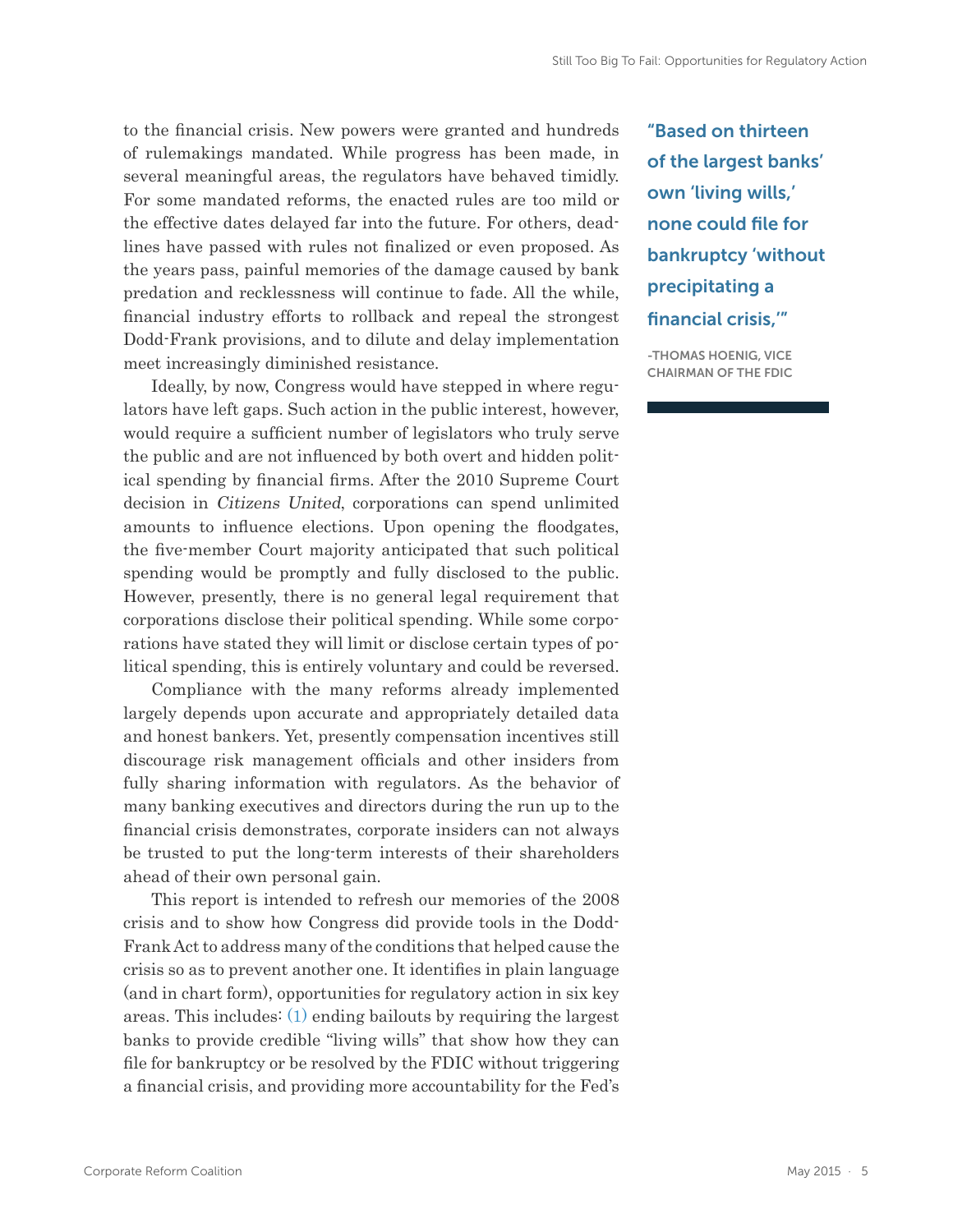to the financial crisis. New powers were granted and hundreds of rulemakings mandated. While progress has been made, in several meaningful areas, the regulators have behaved timidly. For some mandated reforms, the enacted rules are too mild or the effective dates delayed far into the future. For others, deadlines have passed with rules not finalized or even proposed. As the years pass, painful memories of the damage caused by bank predation and recklessness will continue to fade. All the while, financial industry efforts to rollback and repeal the strongest Dodd-Frank provisions, and to dilute and delay implementation meet increasingly diminished resistance.

Ideally, by now, Congress would have stepped in where regulators have left gaps. Such action in the public interest, however, would require a sufficient number of legislators who truly serve the public and are not influenced by both overt and hidden political spending by financial firms. After the 2010 Supreme Court decision in *Citizens United*, corporations can spend unlimited amounts to influence elections. Upon opening the floodgates, the five-member Court majority anticipated that such political spending would be promptly and fully disclosed to the public. However, presently, there is no general legal requirement that corporations disclose their political spending. While some corporations have stated they will limit or disclose certain types of political spending, this is entirely voluntary and could be reversed.

Compliance with the many reforms already implemented largely depends upon accurate and appropriately detailed data and honest bankers. Yet, presently compensation incentives still discourage risk management officials and other insiders from fully sharing information with regulators. As the behavior of many banking executives and directors during the run up to the financial crisis demonstrates, corporate insiders can not always be trusted to put the long-term interests of their shareholders ahead of their own personal gain.

This report is intended to refresh our memories of the 2008 crisis and to show how Congress did provide tools in the Dodd-Frank Act to address many of the conditions that helped cause the crisis so as to prevent another one. It identifies in plain language (and in chart form), opportunities for regulatory action in six key areas. This includes: (1) ending bailouts by requiring the largest banks to provide credible "living wills" that show how they can file for bankruptcy or be resolved by the FDIC without triggering a financial crisis, and providing more accountability for the Fed's

> **"Based on thirteen of the largest banks' own 'living wills,' none could file for bankruptcy 'without precipitating a financial crisis,'"**
>
> -THOMAS HOENIG, VICE CHAIRMAN OF THE FDIC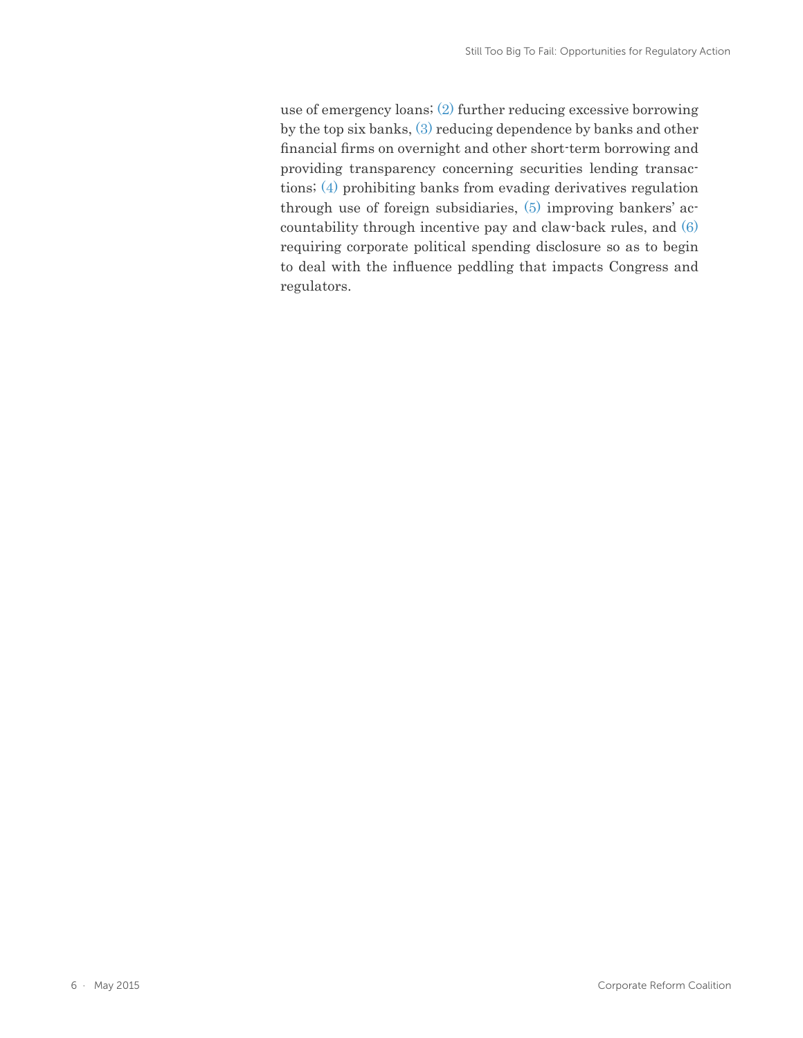use of emergency loans; (2) further reducing excessive borrowing by the top six banks, (3) reducing dependence by banks and other financial firms on overnight and other short-term borrowing and providing transparency concerning securities lending transactions; (4) prohibiting banks from evading derivatives regulation through use of foreign subsidiaries, (5) improving bankers' accountability through incentive pay and claw-back rules, and (6) requiring corporate political spending disclosure so as to begin to deal with the influence peddling that impacts Congress and regulators.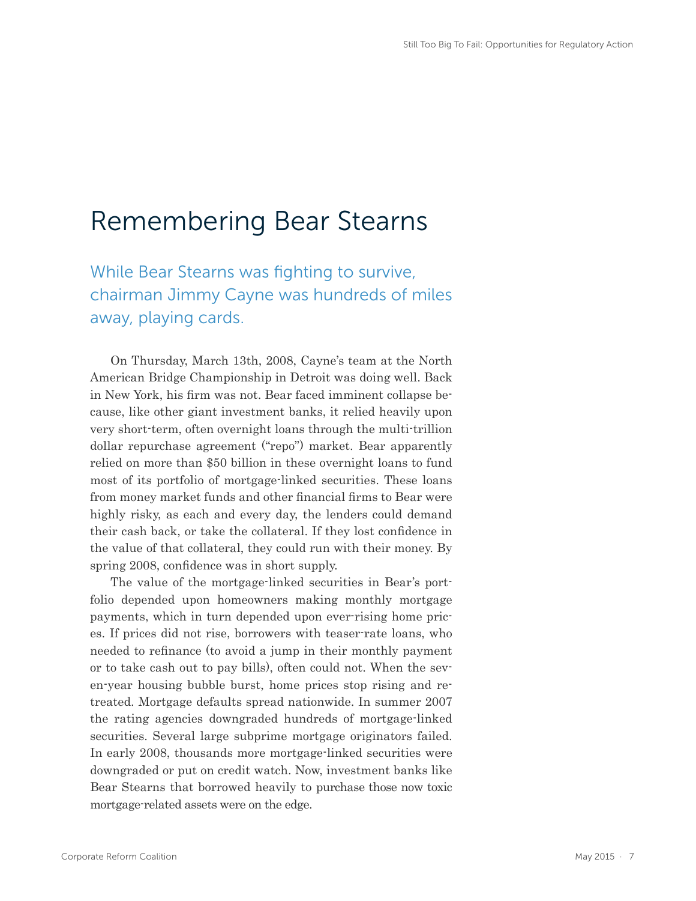# Remembering Bear Stearns

## While Bear Stearns was fighting to survive, chairman Jimmy Cayne was hundreds of miles away, playing cards.

On Thursday, March 13th, 2008, Cayne's team at the North American Bridge Championship in Detroit was doing well. Back in New York, his firm was not. Bear faced imminent collapse because, like other giant investment banks, it relied heavily upon very short-term, often overnight loans through the multi-trillion dollar repurchase agreement ("repo") market. Bear apparently relied on more than $50 billion in these overnight loans to fund most of its portfolio of mortgage-linked securities. These loans from money market funds and other financial firms to Bear were highly risky, as each and every day, the lenders could demand their cash back, or take the collateral. If they lost confidence in the value of that collateral, they could run with their money. By spring 2008, confidence was in short supply.

The value of the mortgage-linked securities in Bear's portfolio depended upon homeowners making monthly mortgage payments, which in turn depended upon ever-rising home prices. If prices did not rise, borrowers with teaser-rate loans, who needed to refinance (to avoid a jump in their monthly payment or to take cash out to pay bills), often could not. When the seven-year housing bubble burst, home prices stop rising and retreated. Mortgage defaults spread nationwide. In summer 2007 the rating agencies downgraded hundreds of mortgage-linked securities. Several large subprime mortgage originators failed. In early 2008, thousands more mortgage-linked securities were downgraded or put on credit watch. Now, investment banks like Bear Stearns that borrowed heavily to purchase those now toxic mortgage-related assets were on the edge.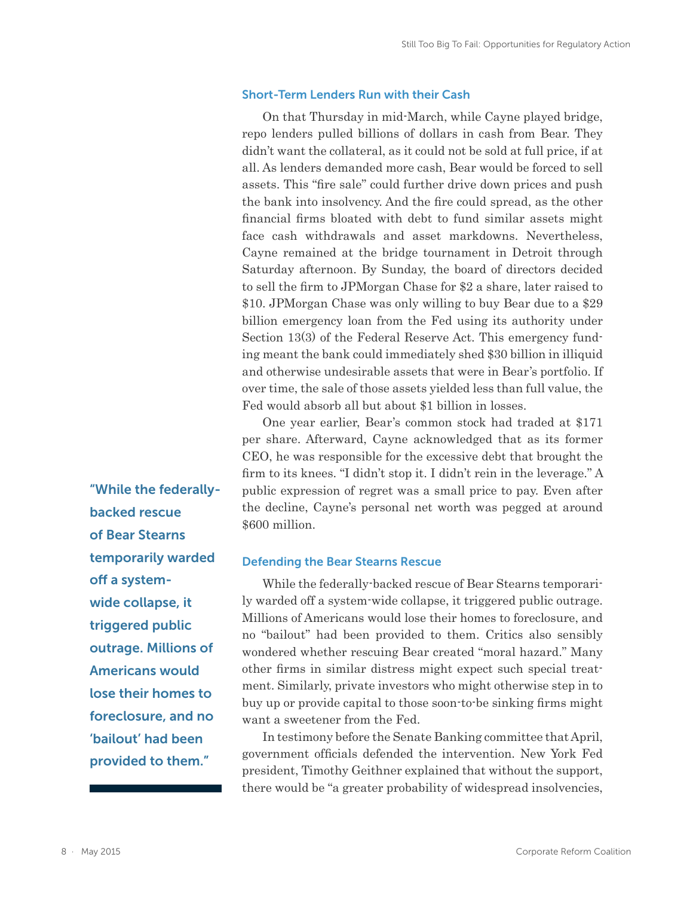## Short-Term Lenders Run with their Cash

On that Thursday in mid-March, while Cayne played bridge, repo lenders pulled billions of dollars in cash from Bear. They didn't want the collateral, as it could not be sold at full price, if at all. As lenders demanded more cash, Bear would be forced to sell assets. This "fire sale" could further drive down prices and push the bank into insolvency. And the fire could spread, as the other financial firms bloated with debt to fund similar assets might face cash withdrawals and asset markdowns. Nevertheless, Cayne remained at the bridge tournament in Detroit through Saturday afternoon. By Sunday, the board of directors decided to sell the firm to JPMorgan Chase for $2 a share, later raised to $10. JPMorgan Chase was only willing to buy Bear due to a $29 billion emergency loan from the Fed using its authority under Section 13(3) of the Federal Reserve Act. This emergency funding meant the bank could immediately shed $30 billion in illiquid and otherwise undesirable assets that were in Bear's portfolio. If over time, the sale of those assets yielded less than full value, the Fed would absorb all but about $1 billion in losses.

One year earlier, Bear's common stock had traded at $171 per share. Afterward, Cayne acknowledged that as its former CEO, he was responsible for the excessive debt that brought the firm to its knees. "I didn't stop it. I didn't rein in the leverage." A public expression of regret was a small price to pay. Even after the decline, Cayne's personal net worth was pegged at around $600 million.

> "While the federally-backed rescue of Bear Stearns temporarily warded off a system-wide collapse, it triggered public outrage. Millions of Americans would lose their homes to foreclosure, and no 'bailout' had been provided to them."

## Defending the Bear Stearns Rescue

While the federally-backed rescue of Bear Stearns temporarily warded off a system-wide collapse, it triggered public outrage. Millions of Americans would lose their homes to foreclosure, and no "bailout" had been provided to them. Critics also sensibly wondered whether rescuing Bear created "moral hazard." Many other firms in similar distress might expect such special treatment. Similarly, private investors who might otherwise step in to buy up or provide capital to those soon-to-be sinking firms might want a sweetener from the Fed.

In testimony before the Senate Banking committee that April, government officials defended the intervention. New York Fed president, Timothy Geithner explained that without the support, there would be "a greater probability of widespread insolvencies,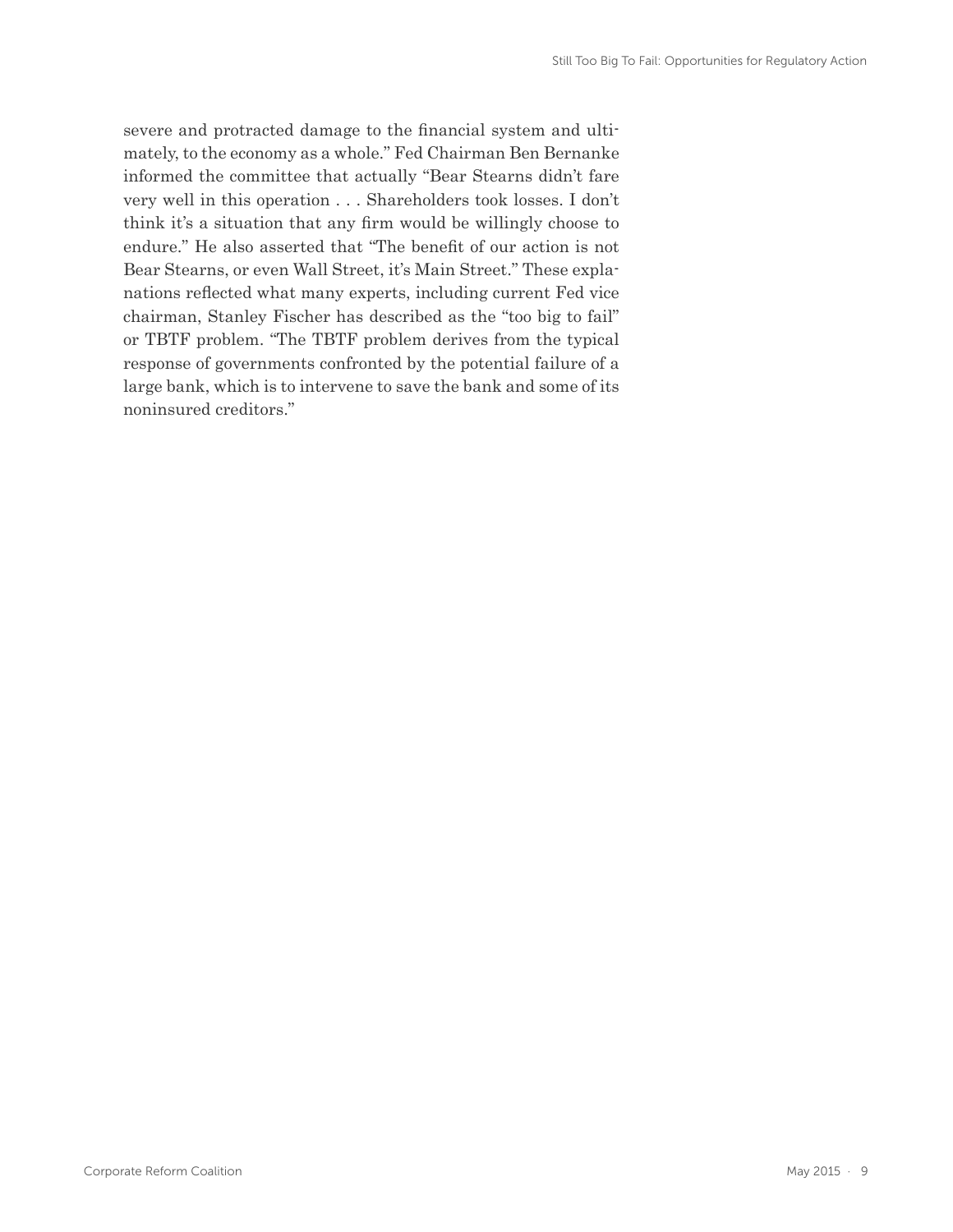severe and protracted damage to the financial system and ultimately, to the economy as a whole." Fed Chairman Ben Bernanke informed the committee that actually "Bear Stearns didn't fare very well in this operation . . . Shareholders took losses. I don't think it's a situation that any firm would be willingly choose to endure." He also asserted that "The benefit of our action is not Bear Stearns, or even Wall Street, it's Main Street." These explanations reflected what many experts, including current Fed vice chairman, Stanley Fischer has described as the "too big to fail" or TBTF problem. "The TBTF problem derives from the typical response of governments confronted by the potential failure of a large bank, which is to intervene to save the bank and some of its noninsured creditors."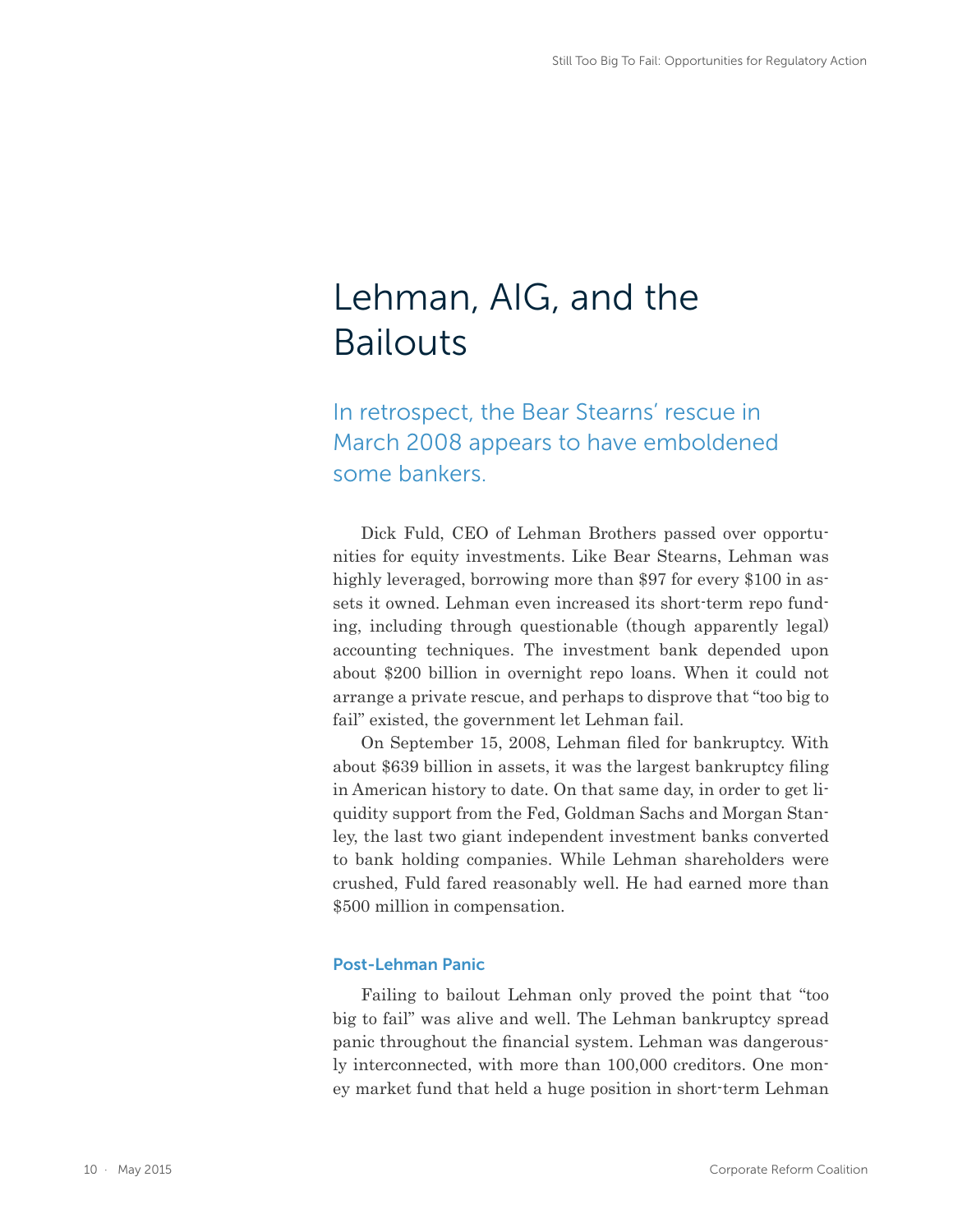# Lehman, AIG, and the Bailouts

## In retrospect, the Bear Stearns' rescue in March 2008 appears to have emboldened some bankers.

Dick Fuld, CEO of Lehman Brothers passed over opportunities for equity investments. Like Bear Stearns, Lehman was highly leveraged, borrowing more than $97 for every $100 in assets it owned. Lehman even increased its short-term repo funding, including through questionable (though apparently legal) accounting techniques. The investment bank depended upon about $200 billion in overnight repo loans. When it could not arrange a private rescue, and perhaps to disprove that "too big to fail" existed, the government let Lehman fail.

On September 15, 2008, Lehman filed for bankruptcy. With about $639 billion in assets, it was the largest bankruptcy filing in American history to date. On that same day, in order to get liquidity support from the Fed, Goldman Sachs and Morgan Stanley, the last two giant independent investment banks converted to bank holding companies. While Lehman shareholders were crushed, Fuld fared reasonably well. He had earned more than $500 million in compensation.

### Post-Lehman Panic

Failing to bailout Lehman only proved the point that "too big to fail" was alive and well. The Lehman bankruptcy spread panic throughout the financial system. Lehman was dangerously interconnected, with more than 100,000 creditors. One money market fund that held a huge position in short-term Lehman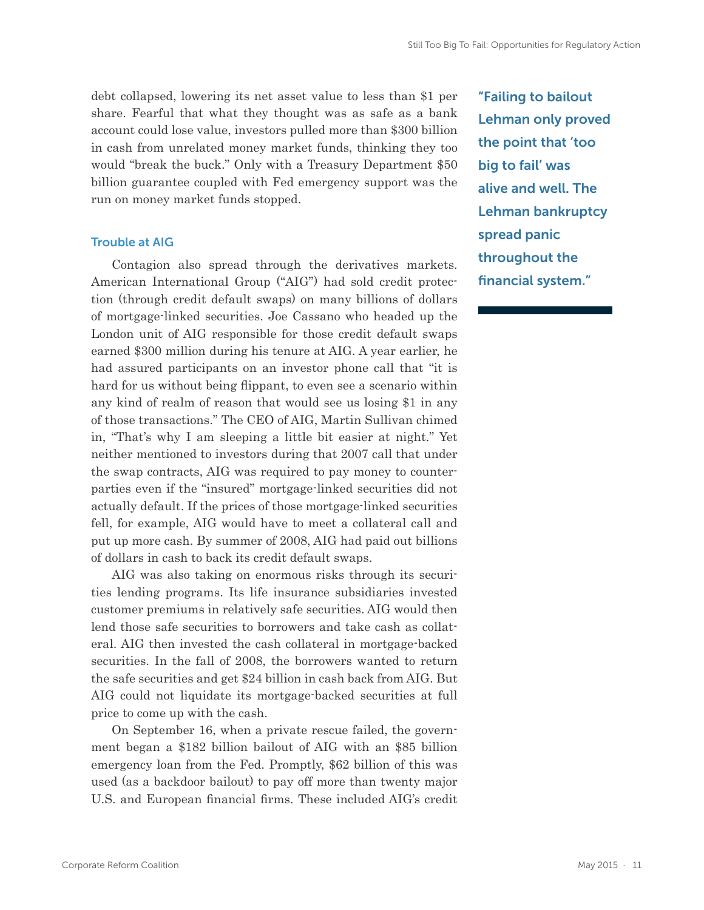debt collapsed, lowering its net asset value to less than $1 per share. Fearful that what they thought was as safe as a bank account could lose value, investors pulled more than $300 billion in cash from unrelated money market funds, thinking they too would "break the buck." Only with a Treasury Department $50 billion guarantee coupled with Fed emergency support was the run on money market funds stopped.

> "Failing to bailout Lehman only proved the point that 'too big to fail' was alive and well. The Lehman bankruptcy spread panic throughout the financial system."

### Trouble at AIG

Contagion also spread through the derivatives markets. American International Group ("AIG") had sold credit protection (through credit default swaps) on many billions of dollars of mortgage-linked securities. Joe Cassano who headed up the London unit of AIG responsible for those credit default swaps earned $300 million during his tenure at AIG. A year earlier, he had assured participants on an investor phone call that "it is hard for us without being flippant, to even see a scenario within any kind of realm of reason that would see us losing $1 in any of those transactions." The CEO of AIG, Martin Sullivan chimed in, "That's why I am sleeping a little bit easier at night." Yet neither mentioned to investors during that 2007 call that under the swap contracts, AIG was required to pay money to counterparties even if the "insured" mortgage-linked securities did not actually default. If the prices of those mortgage-linked securities fell, for example, AIG would have to meet a collateral call and put up more cash. By summer of 2008, AIG had paid out billions of dollars in cash to back its credit default swaps.

AIG was also taking on enormous risks through its securities lending programs. Its life insurance subsidiaries invested customer premiums in relatively safe securities. AIG would then lend those safe securities to borrowers and take cash as collateral. AIG then invested the cash collateral in mortgage-backed securities. In the fall of 2008, the borrowers wanted to return the safe securities and get $24 billion in cash back from AIG. But AIG could not liquidate its mortgage-backed securities at full price to come up with the cash.

On September 16, when a private rescue failed, the government began a $182 billion bailout of AIG with an $85 billion emergency loan from the Fed. Promptly, $62 billion of this was used (as a backdoor bailout) to pay off more than twenty major U.S. and European financial firms. These included AIG's credit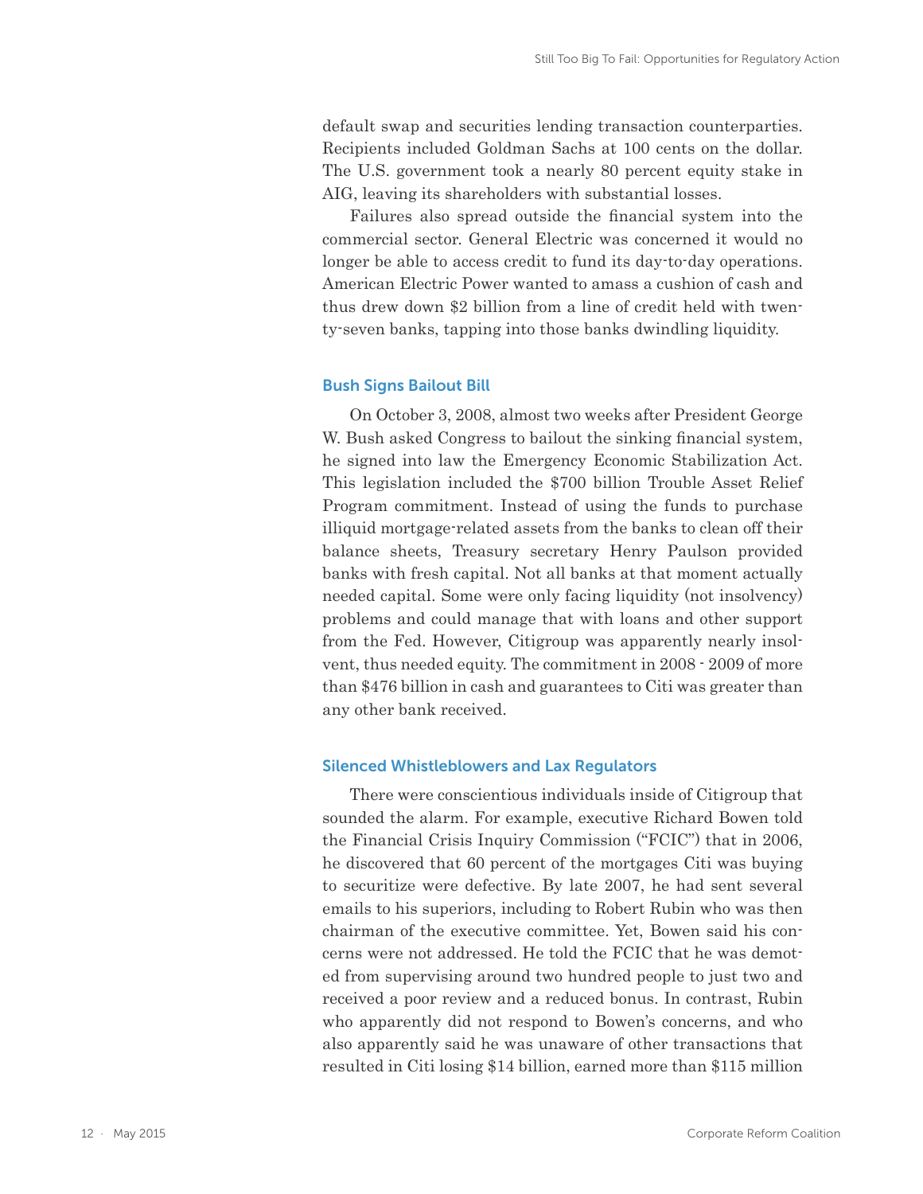default swap and securities lending transaction counterparties. Recipients included Goldman Sachs at 100 cents on the dollar. The U.S. government took a nearly 80 percent equity stake in AIG, leaving its shareholders with substantial losses.

Failures also spread outside the financial system into the commercial sector. General Electric was concerned it would no longer be able to access credit to fund its day-to-day operations. American Electric Power wanted to amass a cushion of cash and thus drew down $2 billion from a line of credit held with twenty-seven banks, tapping into those banks dwindling liquidity.

### Bush Signs Bailout Bill

On October 3, 2008, almost two weeks after President George W. Bush asked Congress to bailout the sinking financial system, he signed into law the Emergency Economic Stabilization Act. This legislation included the $700 billion Trouble Asset Relief Program commitment. Instead of using the funds to purchase illiquid mortgage-related assets from the banks to clean off their balance sheets, Treasury secretary Henry Paulson provided banks with fresh capital. Not all banks at that moment actually needed capital. Some were only facing liquidity (not insolvency) problems and could manage that with loans and other support from the Fed. However, Citigroup was apparently nearly insolvent, thus needed equity. The commitment in 2008 - 2009 of more than $476 billion in cash and guarantees to Citi was greater than any other bank received.

### Silenced Whistleblowers and Lax Regulators

There were conscientious individuals inside of Citigroup that sounded the alarm. For example, executive Richard Bowen told the Financial Crisis Inquiry Commission ("FCIC") that in 2006, he discovered that 60 percent of the mortgages Citi was buying to securitize were defective. By late 2007, he had sent several emails to his superiors, including to Robert Rubin who was then chairman of the executive committee. Yet, Bowen said his concerns were not addressed. He told the FCIC that he was demoted from supervising around two hundred people to just two and received a poor review and a reduced bonus. In contrast, Rubin who apparently did not respond to Bowen's concerns, and who also apparently said he was unaware of other transactions that resulted in Citi losing $14 billion, earned more than $115 million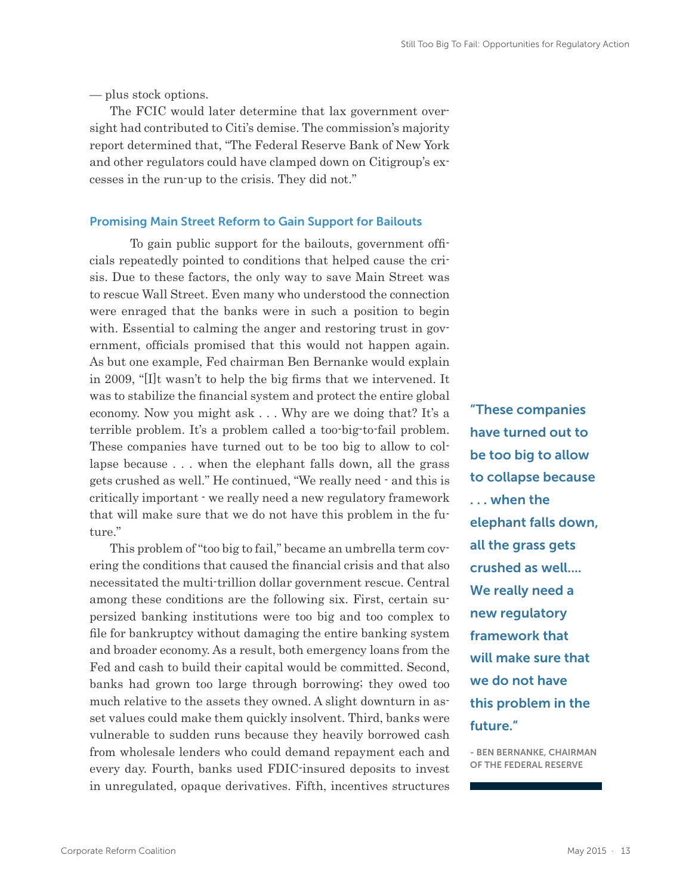— plus stock options.

The FCIC would later determine that lax government oversight had contributed to Citi's demise. The commission's majority report determined that, "The Federal Reserve Bank of New York and other regulators could have clamped down on Citigroup's excesses in the run-up to the crisis. They did not."

### Promising Main Street Reform to Gain Support for Bailouts

To gain public support for the bailouts, government officials repeatedly pointed to conditions that helped cause the crisis. Due to these factors, the only way to save Main Street was to rescue Wall Street. Even many who understood the connection were enraged that the banks were in such a position to begin with. Essential to calming the anger and restoring trust in government, officials promised that this would not happen again. As but one example, Fed chairman Ben Bernanke would explain in 2009, "[I]t wasn't to help the big firms that we intervened. It was to stabilize the financial system and protect the entire global economy. Now you might ask . . . Why are we doing that? It's a terrible problem. It's a problem called a too-big-to-fail problem. These companies have turned out to be too big to allow to collapse because . . . when the elephant falls down, all the grass gets crushed as well." He continued, "We really need - and this is critically important - we really need a new regulatory framework that will make sure that we do not have this problem in the future."

> **"These companies have turned out to be too big to allow to collapse because . . . when the elephant falls down, all the grass gets crushed as well.... We really need a new regulatory framework that will make sure that we do not have this problem in the future."**
>
> - BEN BERNANKE, CHAIRMAN OF THE FEDERAL RESERVE

This problem of "too big to fail," became an umbrella term covering the conditions that caused the financial crisis and that also necessitated the multi-trillion dollar government rescue. Central among these conditions are the following six. First, certain supersized banking institutions were too big and too complex to file for bankruptcy without damaging the entire banking system and broader economy. As a result, both emergency loans from the Fed and cash to build their capital would be committed. Second, banks had grown too large through borrowing; they owed too much relative to the assets they owned. A slight downturn in asset values could make them quickly insolvent. Third, banks were vulnerable to sudden runs because they heavily borrowed cash from wholesale lenders who could demand repayment each and every day. Fourth, banks used FDIC-insured deposits to invest in unregulated, opaque derivatives. Fifth, incentives structures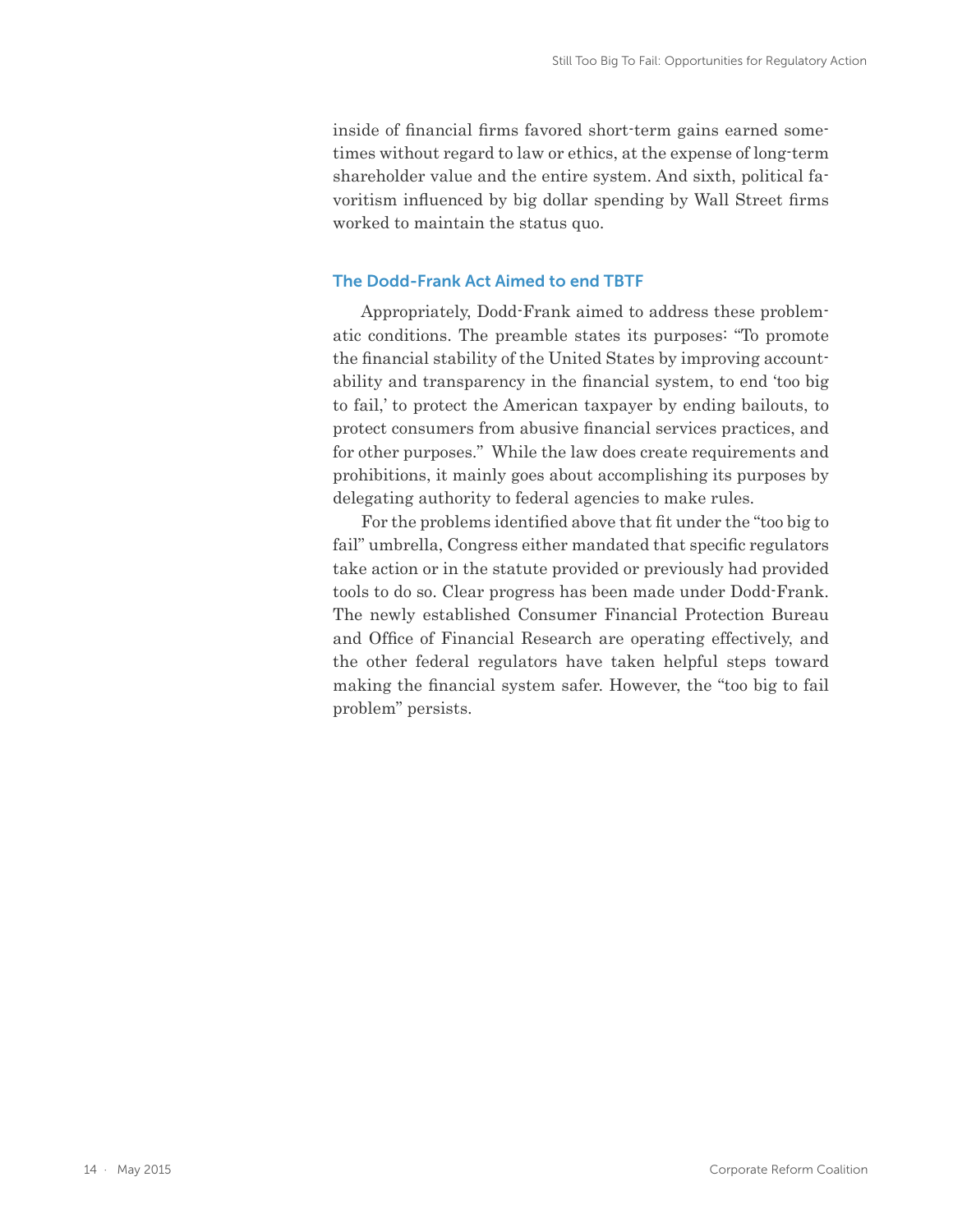inside of financial firms favored short-term gains earned sometimes without regard to law or ethics, at the expense of long-term shareholder value and the entire system. And sixth, political favoritism influenced by big dollar spending by Wall Street firms worked to maintain the status quo.

### The Dodd-Frank Act Aimed to end TBTF

Appropriately, Dodd-Frank aimed to address these problematic conditions. The preamble states its purposes: "To promote the financial stability of the United States by improving accountability and transparency in the financial system, to end 'too big to fail,' to protect the American taxpayer by ending bailouts, to protect consumers from abusive financial services practices, and for other purposes." While the law does create requirements and prohibitions, it mainly goes about accomplishing its purposes by delegating authority to federal agencies to make rules.

For the problems identified above that fit under the "too big to fail" umbrella, Congress either mandated that specific regulators take action or in the statute provided or previously had provided tools to do so. Clear progress has been made under Dodd-Frank. The newly established Consumer Financial Protection Bureau and Office of Financial Research are operating effectively, and the other federal regulators have taken helpful steps toward making the financial system safer. However, the "too big to fail problem" persists.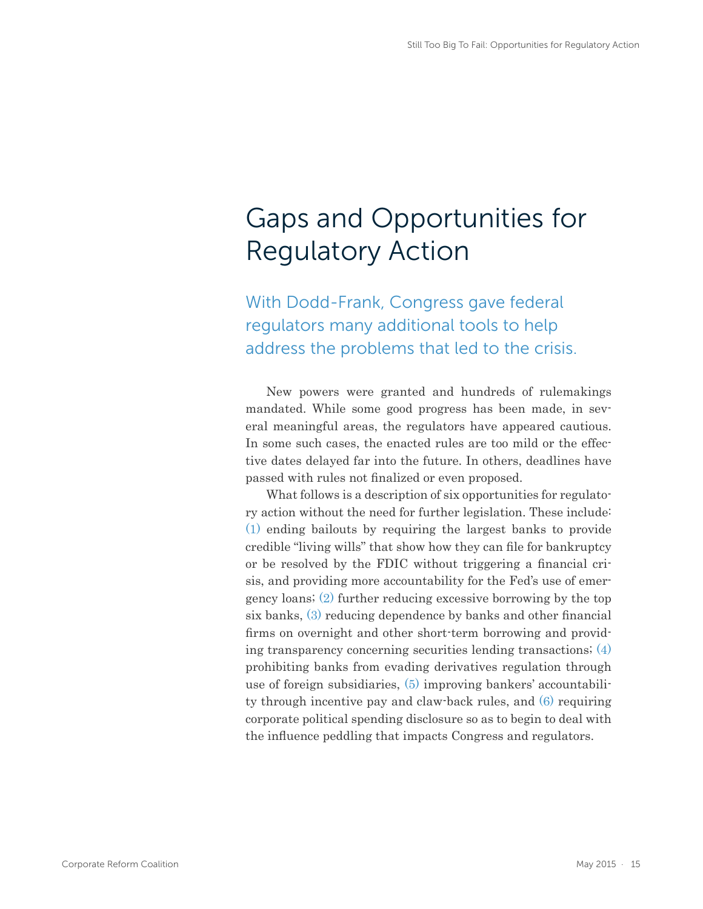# Gaps and Opportunities for Regulatory Action

## With Dodd-Frank, Congress gave federal regulators many additional tools to help address the problems that led to the crisis.

New powers were granted and hundreds of rulemakings mandated. While some good progress has been made, in several meaningful areas, the regulators have appeared cautious. In some such cases, the enacted rules are too mild or the effective dates delayed far into the future. In others, deadlines have passed with rules not finalized or even proposed.

What follows is a description of six opportunities for regulatory action without the need for further legislation. These include: (1) ending bailouts by requiring the largest banks to provide credible "living wills" that show how they can file for bankruptcy or be resolved by the FDIC without triggering a financial crisis, and providing more accountability for the Fed's use of emergency loans; (2) further reducing excessive borrowing by the top six banks, (3) reducing dependence by banks and other financial firms on overnight and other short-term borrowing and providing transparency concerning securities lending transactions; (4) prohibiting banks from evading derivatives regulation through use of foreign subsidiaries, (5) improving bankers' accountability through incentive pay and claw-back rules, and (6) requiring corporate political spending disclosure so as to begin to deal with the influence peddling that impacts Congress and regulators.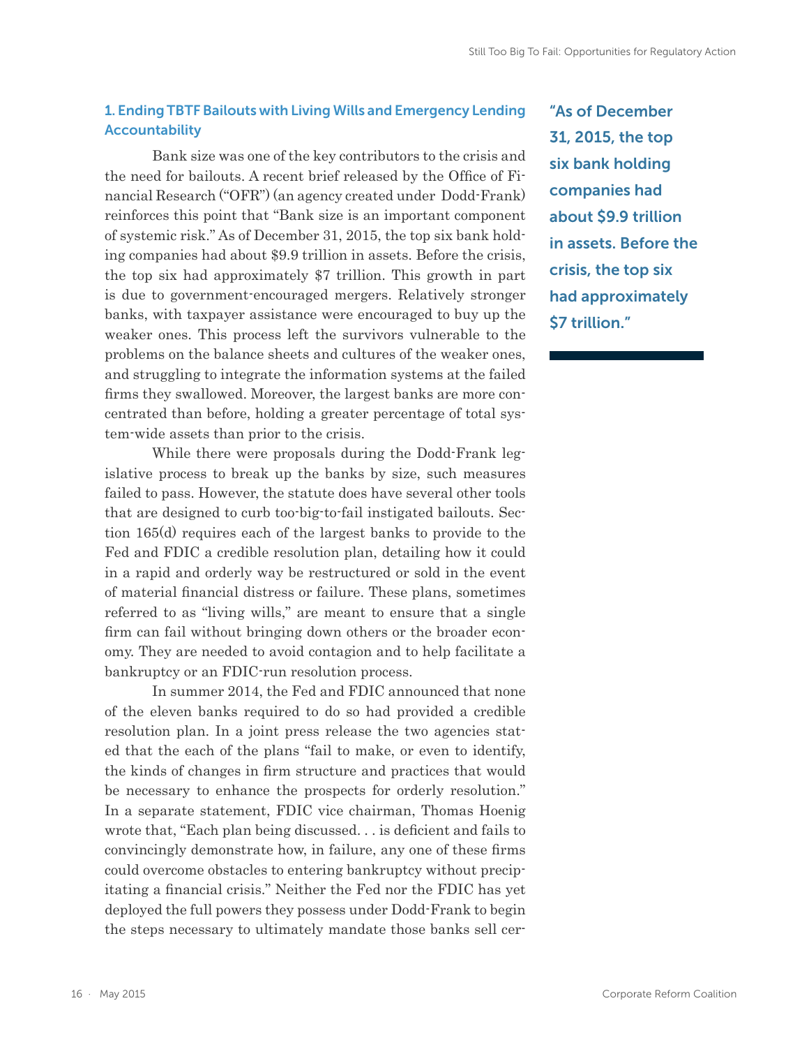### 1. Ending TBTF Bailouts with Living Wills and Emergency Lending Accountability

Bank size was one of the key contributors to the crisis and the need for bailouts. A recent brief released by the Office of Financial Research ("OFR") (an agency created under Dodd-Frank) reinforces this point that "Bank size is an important component of systemic risk." As of December 31, 2015, the top six bank holding companies had about $9.9 trillion in assets. Before the crisis, the top six had approximately $7 trillion. This growth in part is due to government-encouraged mergers. Relatively stronger banks, with taxpayer assistance were encouraged to buy up the weaker ones. This process left the survivors vulnerable to the problems on the balance sheets and cultures of the weaker ones, and struggling to integrate the information systems at the failed firms they swallowed. Moreover, the largest banks are more concentrated than before, holding a greater percentage of total system-wide assets than prior to the crisis.

> "As of December 31, 2015, the top six bank holding companies had about $9.9 trillion in assets. Before the crisis, the top six had approximately $7 trillion."

While there were proposals during the Dodd-Frank legislative process to break up the banks by size, such measures failed to pass. However, the statute does have several other tools that are designed to curb too-big-to-fail instigated bailouts. Section 165(d) requires each of the largest banks to provide to the Fed and FDIC a credible resolution plan, detailing how it could in a rapid and orderly way be restructured or sold in the event of material financial distress or failure. These plans, sometimes referred to as "living wills," are meant to ensure that a single firm can fail without bringing down others or the broader economy. They are needed to avoid contagion and to help facilitate a bankruptcy or an FDIC-run resolution process.

In summer 2014, the Fed and FDIC announced that none of the eleven banks required to do so had provided a credible resolution plan. In a joint press release the two agencies stated that the each of the plans "fail to make, or even to identify, the kinds of changes in firm structure and practices that would be necessary to enhance the prospects for orderly resolution." In a separate statement, FDIC vice chairman, Thomas Hoenig wrote that, "Each plan being discussed. . . is deficient and fails to convincingly demonstrate how, in failure, any one of these firms could overcome obstacles to entering bankruptcy without precipitating a financial crisis." Neither the Fed nor the FDIC has yet deployed the full powers they possess under Dodd-Frank to begin the steps necessary to ultimately mandate those banks sell cer-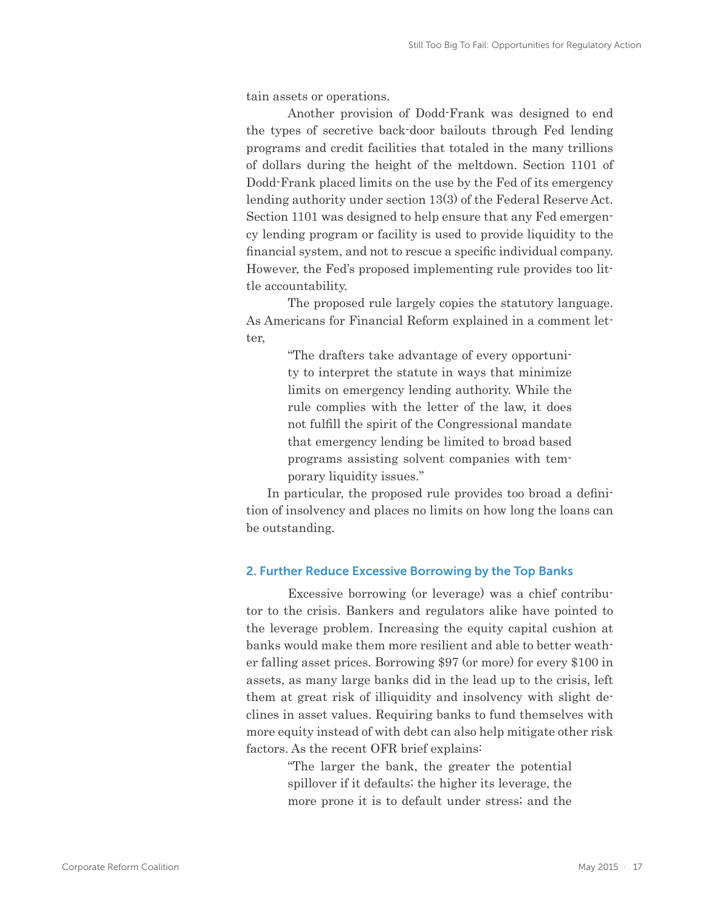tain assets or operations.

Another provision of Dodd-Frank was designed to end the types of secretive back-door bailouts through Fed lending programs and credit facilities that totaled in the many trillions of dollars during the height of the meltdown. Section 1101 of Dodd-Frank placed limits on the use by the Fed of its emergency lending authority under section 13(3) of the Federal Reserve Act. Section 1101 was designed to help ensure that any Fed emergency lending program or facility is used to provide liquidity to the financial system, and not to rescue a specific individual company. However, the Fed's proposed implementing rule provides too little accountability.

The proposed rule largely copies the statutory language. As Americans for Financial Reform explained in a comment letter,

> "The drafters take advantage of every opportunity to interpret the statute in ways that minimize limits on emergency lending authority. While the rule complies with the letter of the law, it does not fulfill the spirit of the Congressional mandate that emergency lending be limited to broad based programs assisting solvent companies with temporary liquidity issues."

In particular, the proposed rule provides too broad a definition of insolvency and places no limits on how long the loans can be outstanding.

### 2. Further Reduce Excessive Borrowing by the Top Banks

Excessive borrowing (or leverage) was a chief contributor to the crisis. Bankers and regulators alike have pointed to the leverage problem. Increasing the equity capital cushion at banks would make them more resilient and able to better weather falling asset prices. Borrowing $97 (or more) for every $100 in assets, as many large banks did in the lead up to the crisis, left them at great risk of illiquidity and insolvency with slight declines in asset values. Requiring banks to fund themselves with more equity instead of with debt can also help mitigate other risk factors. As the recent OFR brief explains:

> "The larger the bank, the greater the potential spillover if it defaults; the higher its leverage, the more prone it is to default under stress; and the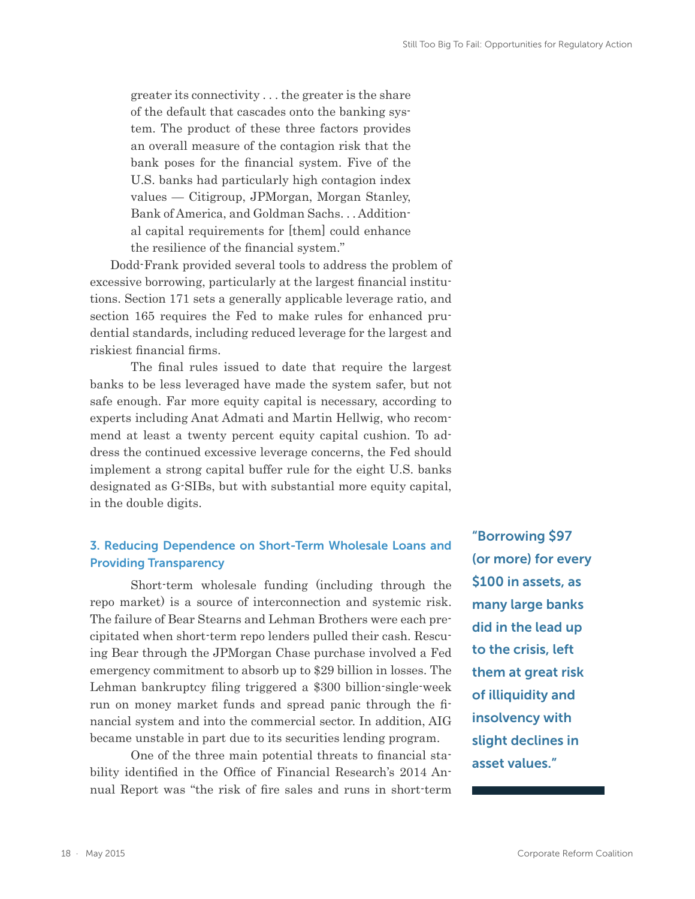> greater its connectivity . . . the greater is the share of the default that cascades onto the banking system. The product of these three factors provides an overall measure of the contagion risk that the bank poses for the financial system. Five of the U.S. banks had particularly high contagion index values — Citigroup, JPMorgan, Morgan Stanley, Bank of America, and Goldman Sachs. . . Additional capital requirements for [them] could enhance the resilience of the financial system."

Dodd-Frank provided several tools to address the problem of excessive borrowing, particularly at the largest financial institutions. Section 171 sets a generally applicable leverage ratio, and section 165 requires the Fed to make rules for enhanced prudential standards, including reduced leverage for the largest and riskiest financial firms.

The final rules issued to date that require the largest banks to be less leveraged have made the system safer, but not safe enough. Far more equity capital is necessary, according to experts including Anat Admati and Martin Hellwig, who recommend at least a twenty percent equity capital cushion. To address the continued excessive leverage concerns, the Fed should implement a strong capital buffer rule for the eight U.S. banks designated as G-SIBs, but with substantial more equity capital, in the double digits.

### 3. Reducing Dependence on Short-Term Wholesale Loans and Providing Transparency

**"Borrowing $97 (or more) for every $100 in assets, as many large banks did in the lead up to the crisis, left them at great risk of illiquidity and insolvency with slight declines in asset values."**

Short-term wholesale funding (including through the repo market) is a source of interconnection and systemic risk. The failure of Bear Stearns and Lehman Brothers were each precipitated when short-term repo lenders pulled their cash. Rescuing Bear through the JPMorgan Chase purchase involved a Fed emergency commitment to absorb up to $29 billion in losses. The Lehman bankruptcy filing triggered a $300 billion-single-week run on money market funds and spread panic through the financial system and into the commercial sector. In addition, AIG became unstable in part due to its securities lending program.

One of the three main potential threats to financial stability identified in the Office of Financial Research's 2014 Annual Report was "the risk of fire sales and runs in short-term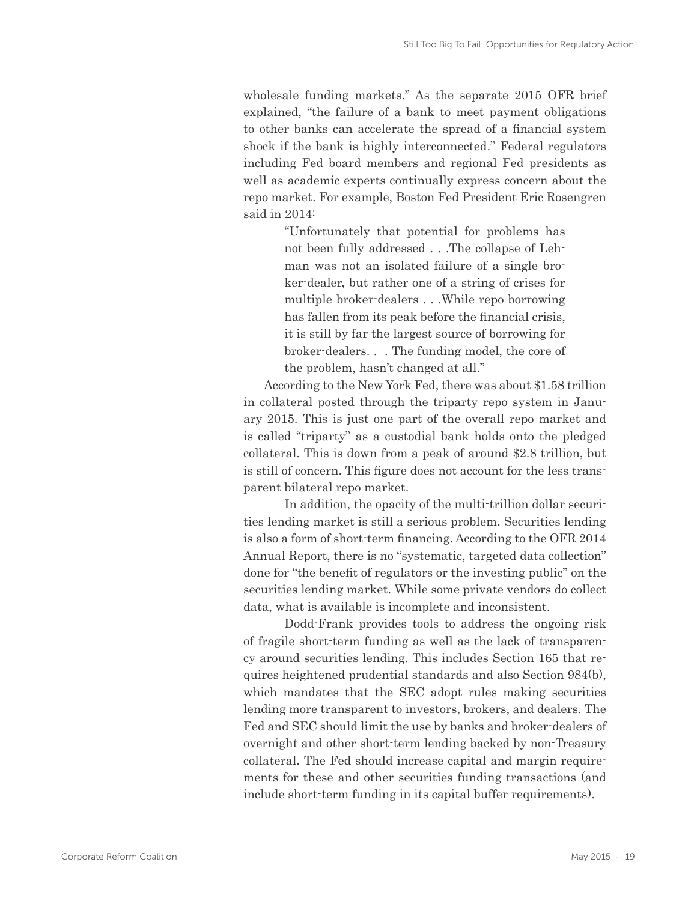wholesale funding markets." As the separate 2015 OFR brief explained, "the failure of a bank to meet payment obligations to other banks can accelerate the spread of a financial system shock if the bank is highly interconnected." Federal regulators including Fed board members and regional Fed presidents as well as academic experts continually express concern about the repo market. For example, Boston Fed President Eric Rosengren said in 2014:

> "Unfortunately that potential for problems has not been fully addressed . . .The collapse of Lehman was not an isolated failure of a single broker-dealer, but rather one of a string of crises for multiple broker-dealers . . .While repo borrowing has fallen from its peak before the financial crisis, it is still by far the largest source of borrowing for broker-dealers. . . The funding model, the core of the problem, hasn't changed at all."

According to the New York Fed, there was about $1.58 trillion in collateral posted through the triparty repo system in January 2015. This is just one part of the overall repo market and is called "triparty" as a custodial bank holds onto the pledged collateral. This is down from a peak of around $2.8 trillion, but is still of concern. This figure does not account for the less transparent bilateral repo market.

In addition, the opacity of the multi-trillion dollar securities lending market is still a serious problem. Securities lending is also a form of short-term financing. According to the OFR 2014 Annual Report, there is no "systematic, targeted data collection" done for "the benefit of regulators or the investing public" on the securities lending market. While some private vendors do collect data, what is available is incomplete and inconsistent.

Dodd-Frank provides tools to address the ongoing risk of fragile short-term funding as well as the lack of transparency around securities lending. This includes Section 165 that requires heightened prudential standards and also Section 984(b), which mandates that the SEC adopt rules making securities lending more transparent to investors, brokers, and dealers. The Fed and SEC should limit the use by banks and broker-dealers of overnight and other short-term lending backed by non-Treasury collateral. The Fed should increase capital and margin requirements for these and other securities funding transactions (and include short-term funding in its capital buffer requirements).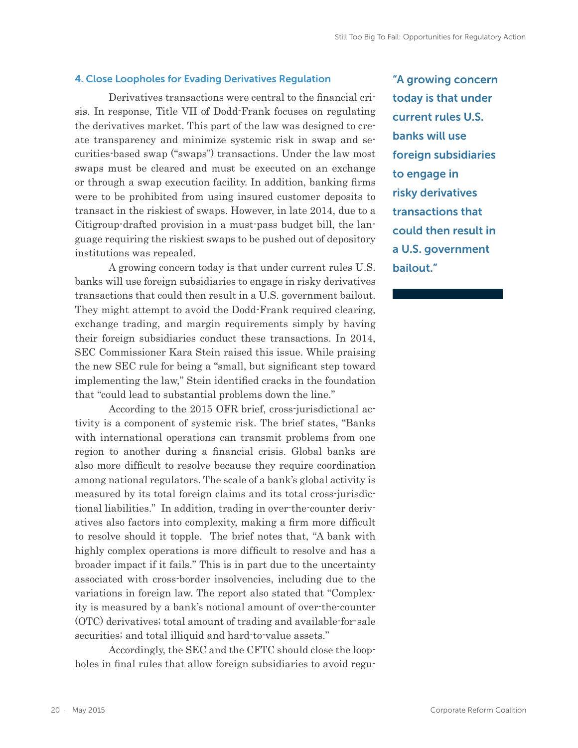### 4. Close Loopholes for Evading Derivatives Regulation

Derivatives transactions were central to the financial crisis. In response, Title VII of Dodd-Frank focuses on regulating the derivatives market. This part of the law was designed to create transparency and minimize systemic risk in swap and securities-based swap ("swaps") transactions. Under the law most swaps must be cleared and must be executed on an exchange or through a swap execution facility. In addition, banking firms were to be prohibited from using insured customer deposits to transact in the riskiest of swaps. However, in late 2014, due to a Citigroup-drafted provision in a must-pass budget bill, the language requiring the riskiest swaps to be pushed out of depository institutions was repealed.

A growing concern today is that under current rules U.S. banks will use foreign subsidiaries to engage in risky derivatives transactions that could then result in a U.S. government bailout. They might attempt to avoid the Dodd-Frank required clearing, exchange trading, and margin requirements simply by having their foreign subsidiaries conduct these transactions. In 2014, SEC Commissioner Kara Stein raised this issue. While praising the new SEC rule for being a "small, but significant step toward implementing the law," Stein identified cracks in the foundation that "could lead to substantial problems down the line."

> **"A growing concern today is that under current rules U.S. banks will use foreign subsidiaries to engage in risky derivatives transactions that could then result in a U.S. government bailout."**

According to the 2015 OFR brief, cross-jurisdictional activity is a component of systemic risk. The brief states, "Banks with international operations can transmit problems from one region to another during a financial crisis. Global banks are also more difficult to resolve because they require coordination among national regulators. The scale of a bank's global activity is measured by its total foreign claims and its total cross-jurisdictional liabilities." In addition, trading in over-the-counter derivatives also factors into complexity, making a firm more difficult to resolve should it topple. The brief notes that, "A bank with highly complex operations is more difficult to resolve and has a broader impact if it fails." This is in part due to the uncertainty associated with cross-border insolvencies, including due to the variations in foreign law. The report also stated that "Complexity is measured by a bank's notional amount of over-the-counter (OTC) derivatives; total amount of trading and available-for-sale securities; and total illiquid and hard-to-value assets."

Accordingly, the SEC and the CFTC should close the loopholes in final rules that allow foreign subsidiaries to avoid regu-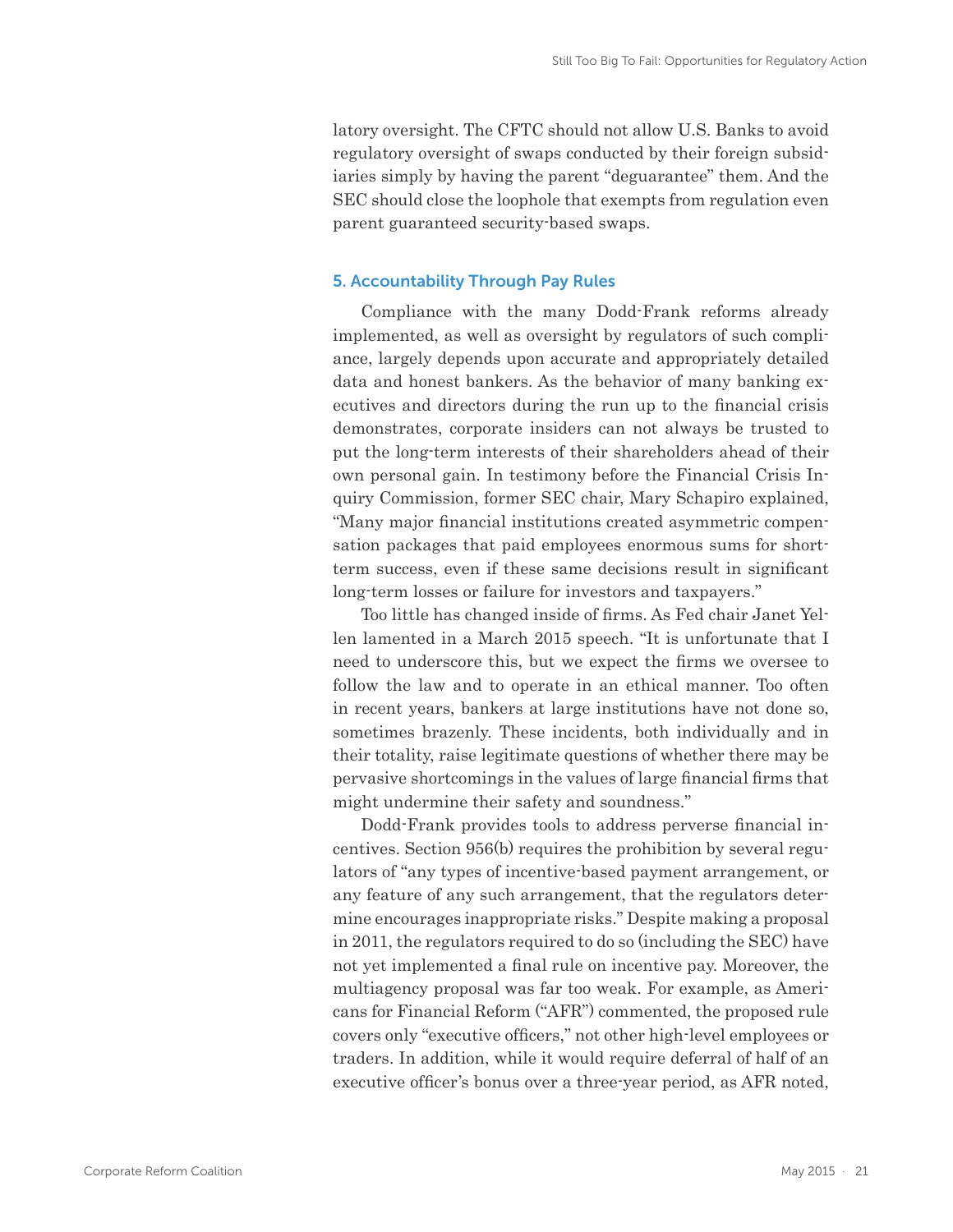latory oversight. The CFTC should not allow U.S. Banks to avoid regulatory oversight of swaps conducted by their foreign subsidiaries simply by having the parent "deguarantee" them. And the SEC should close the loophole that exempts from regulation even parent guaranteed security-based swaps.

### 5. Accountability Through Pay Rules

Compliance with the many Dodd-Frank reforms already implemented, as well as oversight by regulators of such compliance, largely depends upon accurate and appropriately detailed data and honest bankers. As the behavior of many banking executives and directors during the run up to the financial crisis demonstrates, corporate insiders can not always be trusted to put the long-term interests of their shareholders ahead of their own personal gain. In testimony before the Financial Crisis Inquiry Commission, former SEC chair, Mary Schapiro explained, "Many major financial institutions created asymmetric compensation packages that paid employees enormous sums for short-term success, even if these same decisions result in significant long-term losses or failure for investors and taxpayers."

Too little has changed inside of firms. As Fed chair Janet Yellen lamented in a March 2015 speech. "It is unfortunate that I need to underscore this, but we expect the firms we oversee to follow the law and to operate in an ethical manner. Too often in recent years, bankers at large institutions have not done so, sometimes brazenly. These incidents, both individually and in their totality, raise legitimate questions of whether there may be pervasive shortcomings in the values of large financial firms that might undermine their safety and soundness."

Dodd-Frank provides tools to address perverse financial incentives. Section 956(b) requires the prohibition by several regulators of "any types of incentive-based payment arrangement, or any feature of any such arrangement, that the regulators determine encourages inappropriate risks." Despite making a proposal in 2011, the regulators required to do so (including the SEC) have not yet implemented a final rule on incentive pay. Moreover, the multiagency proposal was far too weak. For example, as Americans for Financial Reform ("AFR") commented, the proposed rule covers only "executive officers," not other high-level employees or traders. In addition, while it would require deferral of half of an executive officer's bonus over a three-year period, as AFR noted,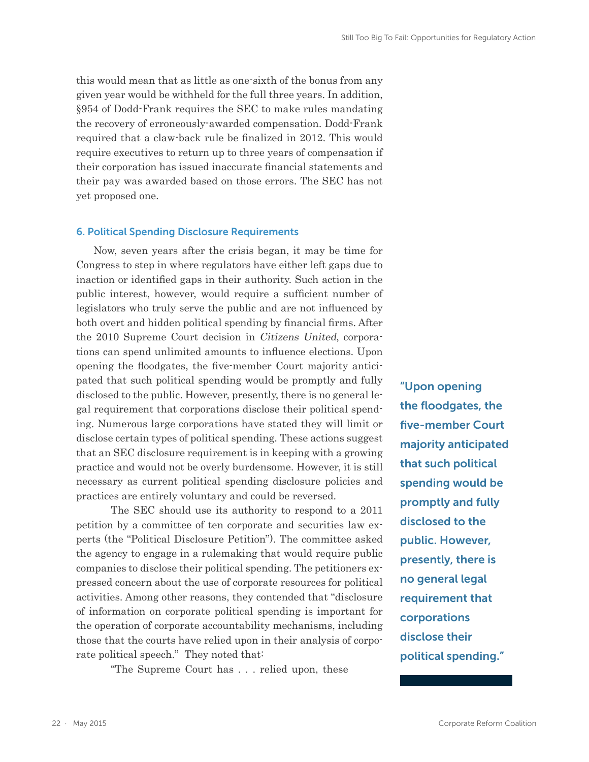this would mean that as little as one-sixth of the bonus from any given year would be withheld for the full three years. In addition, §954 of Dodd-Frank requires the SEC to make rules mandating the recovery of erroneously-awarded compensation. Dodd-Frank required that a claw-back rule be finalized in 2012. This would require executives to return up to three years of compensation if their corporation has issued inaccurate financial statements and their pay was awarded based on those errors. The SEC has not yet proposed one.

### 6. Political Spending Disclosure Requirements

Now, seven years after the crisis began, it may be time for Congress to step in where regulators have either left gaps due to inaction or identified gaps in their authority. Such action in the public interest, however, would require a sufficient number of legislators who truly serve the public and are not influenced by both overt and hidden political spending by financial firms. After the 2010 Supreme Court decision in *Citizens United*, corporations can spend unlimited amounts to influence elections. Upon opening the floodgates, the five-member Court majority anticipated that such political spending would be promptly and fully disclosed to the public. However, presently, there is no general legal requirement that corporations disclose their political spending. Numerous large corporations have stated they will limit or disclose certain types of political spending. These actions suggest that an SEC disclosure requirement is in keeping with a growing practice and would not be overly burdensome. However, it is still necessary as current political spending disclosure policies and practices are entirely voluntary and could be reversed.

**"Upon opening the floodgates, the five-member Court majority anticipated that such political spending would be promptly and fully disclosed to the public. However, presently, there is no general legal requirement that corporations disclose their political spending."**

The SEC should use its authority to respond to a 2011 petition by a committee of ten corporate and securities law experts (the "Political Disclosure Petition"). The committee asked the agency to engage in a rulemaking that would require public companies to disclose their political spending. The petitioners expressed concern about the use of corporate resources for political activities. Among other reasons, they contended that "disclosure of information on corporate political spending is important for the operation of corporate accountability mechanisms, including those that the courts have relied upon in their analysis of corporate political speech." They noted that:

"The Supreme Court has . . . relied upon, these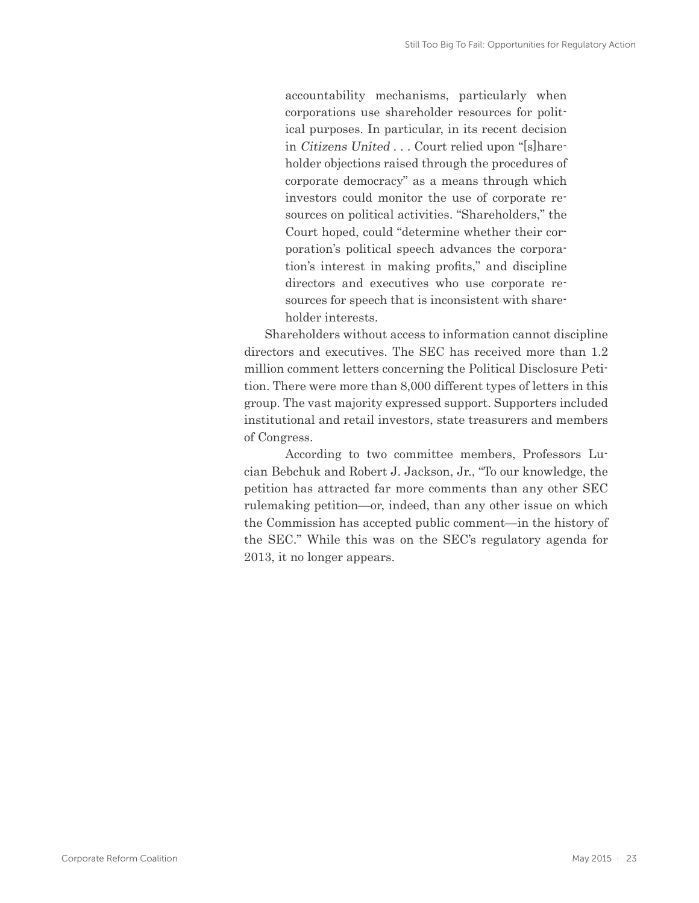> accountability mechanisms, particularly when corporations use shareholder resources for political purposes. In particular, in its recent decision in *Citizens United* . . . Court relied upon "[s]hareholder objections raised through the procedures of corporate democracy" as a means through which investors could monitor the use of corporate resources on political activities. "Shareholders," the Court hoped, could "determine whether their corporation's political speech advances the corporation's interest in making profits," and discipline directors and executives who use corporate resources for speech that is inconsistent with shareholder interests.

Shareholders without access to information cannot discipline directors and executives. The SEC has received more than 1.2 million comment letters concerning the Political Disclosure Petition. There were more than 8,000 different types of letters in this group. The vast majority expressed support. Supporters included institutional and retail investors, state treasurers and members of Congress.

According to two committee members, Professors Lucian Bebchuk and Robert J. Jackson, Jr., "To our knowledge, the petition has attracted far more comments than any other SEC rulemaking petition—or, indeed, than any other issue on which the Commission has accepted public comment—in the history of the SEC." While this was on the SEC's regulatory agenda for 2013, it no longer appears.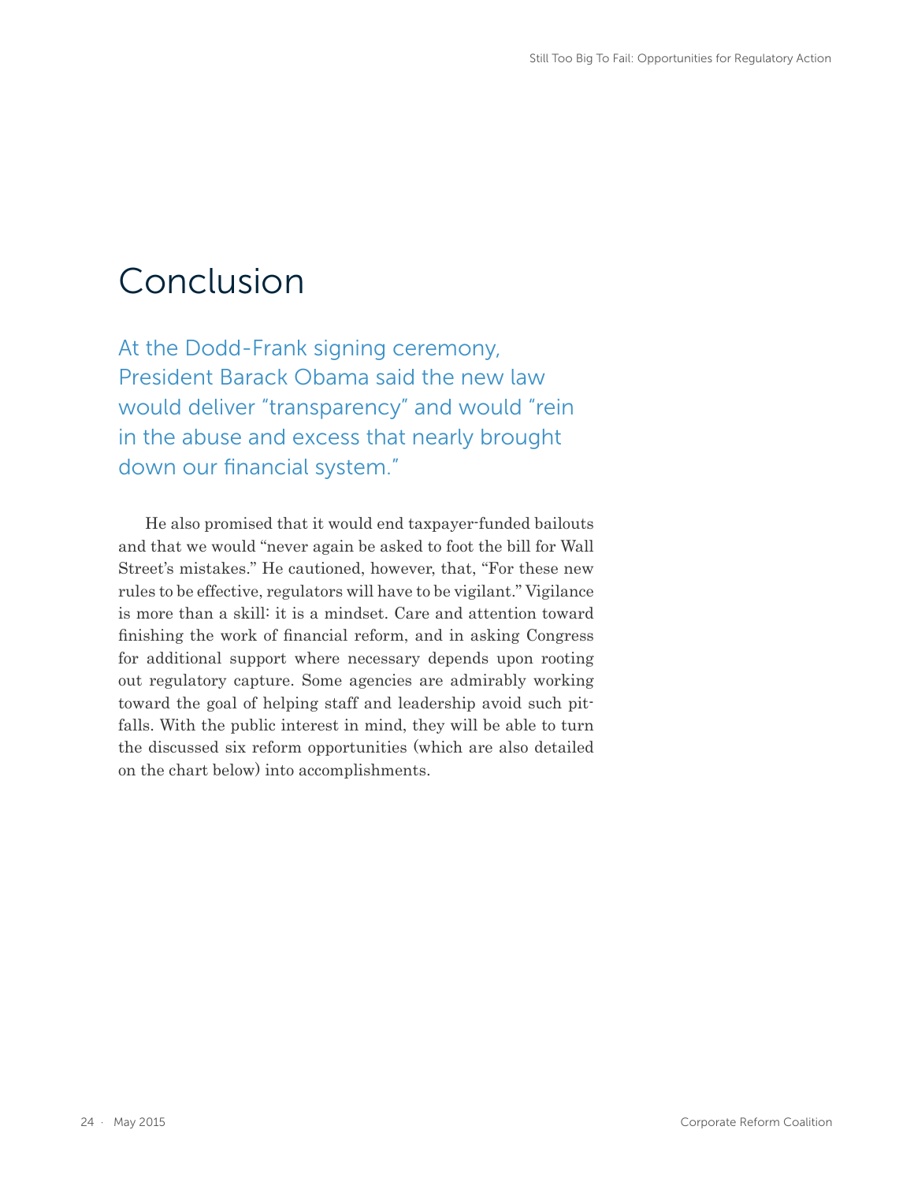# Conclusion

At the Dodd-Frank signing ceremony, President Barack Obama said the new law would deliver “transparency” and would “rein in the abuse and excess that nearly brought down our financial system.”

He also promised that it would end taxpayer-funded bailouts and that we would “never again be asked to foot the bill for Wall Street’s mistakes.” He cautioned, however, that, “For these new rules to be effective, regulators will have to be vigilant.” Vigilance is more than a skill: it is a mindset. Care and attention toward finishing the work of financial reform, and in asking Congress for additional support where necessary depends upon rooting out regulatory capture. Some agencies are admirably working toward the goal of helping staff and leadership avoid such pitfalls. With the public interest in mind, they will be able to turn the discussed six reform opportunities (which are also detailed on the chart below) into accomplishments.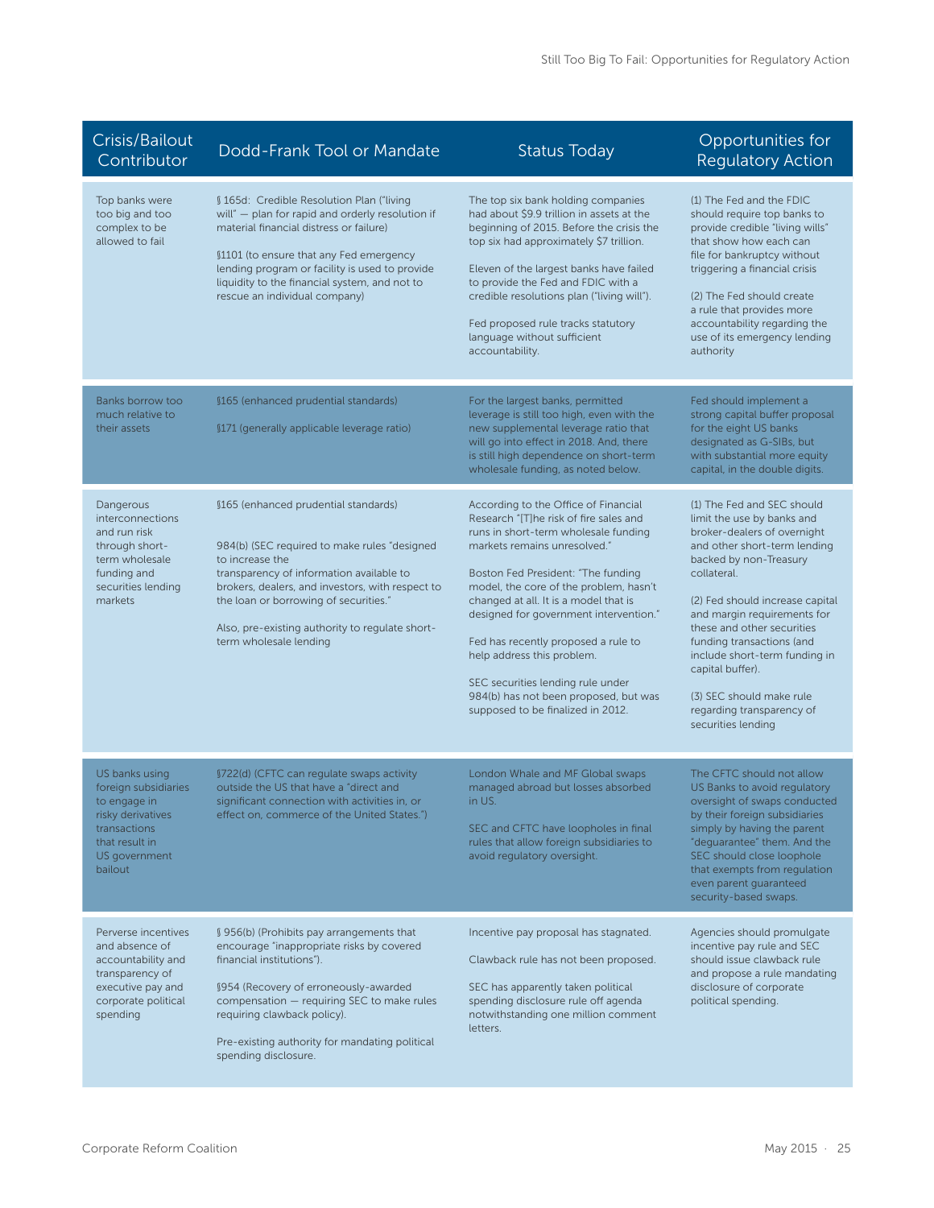| Crisis/Bailout Contributor | Dodd-Frank Tool or Mandate | Status Today | Opportunities for Regulatory Action |
|---|---|---|---|
| Top banks were too big and too complex to be allowed to fail | § 165d: Credible Resolution Plan ("living will" — plan for rapid and orderly resolution if material financial distress or failure)<br><br>§1101 (to ensure that any Fed emergency lending program or facility is used to provide liquidity to the financial system, and not to rescue an individual company) | The top six bank holding companies had about $9.9 trillion in assets at the beginning of 2015. Before the crisis the top six had approximately $7 trillion.<br><br>Eleven of the largest banks have failed to provide the Fed and FDIC with a credible resolutions plan ("living will").<br><br>Fed proposed rule tracks statutory language without sufficient accountability. | (1) The Fed and the FDIC should require top banks to provide credible "living wills" that show how each can file for bankruptcy without triggering a financial crisis<br><br>(2) The Fed should create a rule that provides more accountability regarding the use of its emergency lending authority |
| Banks borrow too much relative to their assets | §165 (enhanced prudential standards)<br><br>§171 (generally applicable leverage ratio) | For the largest banks, permitted leverage is still too high, even with the new supplemental leverage ratio that will go into effect in 2018. And, there is still high dependence on short-term wholesale funding, as noted below. | Fed should implement a strong capital buffer proposal for the eight US banks designated as G-SIBs, but with substantial more equity capital, in the double digits. |
| Dangerous interconnections and run risk through short-term wholesale funding and securities lending markets | §165 (enhanced prudential standards)<br><br>984(b) (SEC required to make rules "designed to increase the transparency of information available to brokers, dealers, and investors, with respect to the loan or borrowing of securities."<br><br>Also, pre-existing authority to regulate short-term wholesale lending | According to the Office of Financial Research "[T]he risk of fire sales and runs in short-term wholesale funding markets remains unresolved."<br><br>Boston Fed President: "The funding model, the core of the problem, hasn't changed at all. It is a model that is designed for government intervention."<br><br>Fed has recently proposed a rule to help address this problem.<br><br>SEC securities lending rule under 984(b) has not been proposed, but was supposed to be finalized in 2012. | (1) The Fed and SEC should limit the use by banks and broker-dealers of overnight and other short-term lending backed by non-Treasury collateral.<br><br>(2) Fed should increase capital and margin requirements for these and other securities funding transactions (and include short-term funding in capital buffer).<br><br>(3) SEC should make rule regarding transparency of securities lending |
| US banks using foreign subsidiaries to engage in risky derivatives transactions that result in US government bailout | §722(d) (CFTC can regulate swaps activity outside the US that have a "direct and significant connection with activities in, or effect on, commerce of the United States.") | London Whale and MF Global swaps managed abroad but losses absorbed in US.<br><br>SEC and CFTC have loopholes in final rules that allow foreign subsidiaries to avoid regulatory oversight. | The CFTC should not allow US Banks to avoid regulatory oversight of swaps conducted by their foreign subsidiaries simply by having the parent "deguarantee" them. And the SEC should close loophole that exempts from regulation even parent guaranteed security-based swaps. |
| Perverse incentives and absence of accountability and transparency of executive pay and corporate political spending | § 956(b) (Prohibits pay arrangements that encourage "inappropriate risks by covered financial institutions").<br><br>§954 (Recovery of erroneously-awarded compensation — requiring SEC to make rules requiring clawback policy).<br><br>Pre-existing authority for mandating political spending disclosure. | Incentive pay proposal has stagnated.<br><br>Clawback rule has not been proposed.<br><br>SEC has apparently taken political spending disclosure rule off agenda notwithstanding one million comment letters. | Agencies should promulgate incentive pay rule and SEC should issue clawback rule and propose a rule mandating disclosure of corporate political spending. |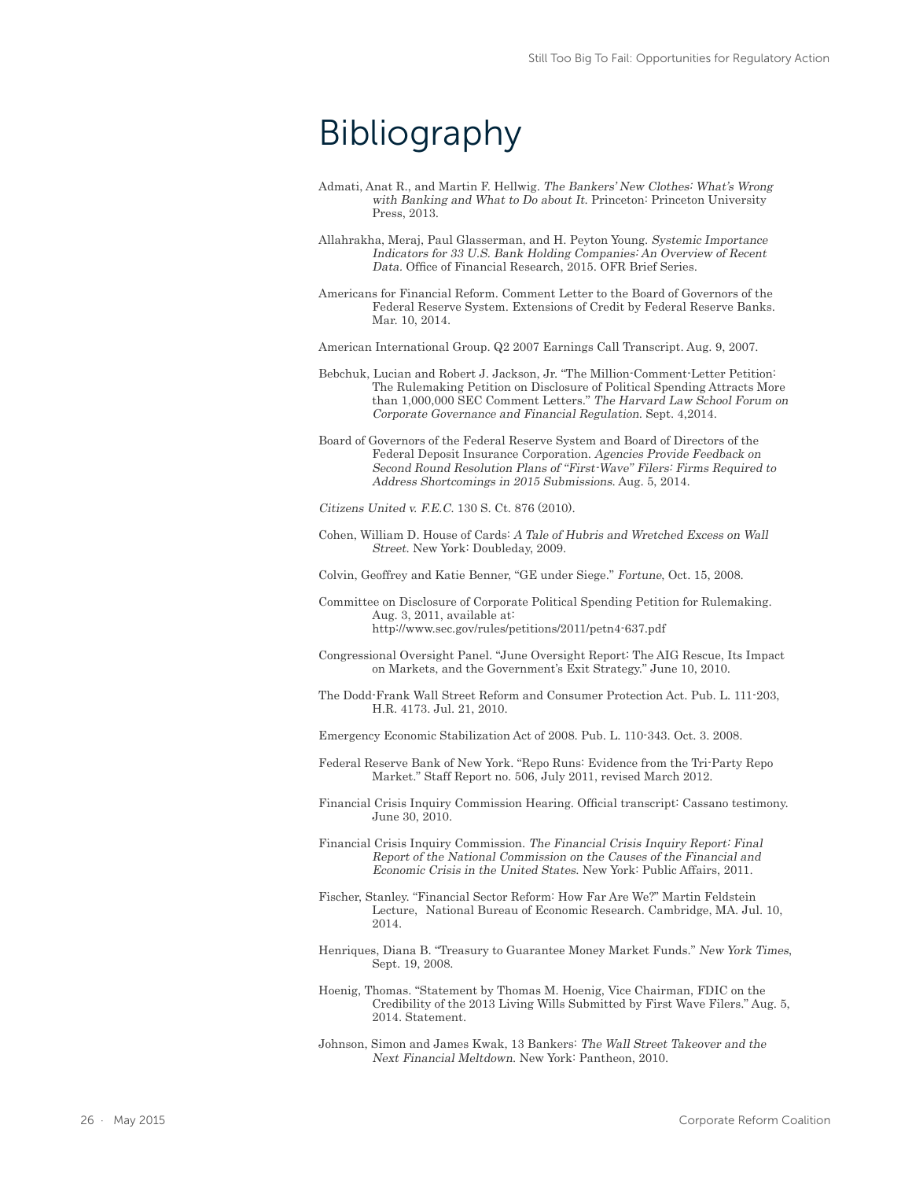# Bibliography

Admati, Anat R., and Martin F. Hellwig. *The Bankers' New Clothes: What's Wrong with Banking and What to Do about It.* Princeton: Princeton University Press, 2013.

Allahrakha, Meraj, Paul Glasserman, and H. Peyton Young. *Systemic Importance Indicators for 33 U.S. Bank Holding Companies: An Overview of Recent Data.* Office of Financial Research, 2015. OFR Brief Series.

Americans for Financial Reform. Comment Letter to the Board of Governors of the Federal Reserve System. Extensions of Credit by Federal Reserve Banks. Mar. 10, 2014.

American International Group. Q2 2007 Earnings Call Transcript. Aug. 9, 2007.

Bebchuk, Lucian and Robert J. Jackson, Jr. "The Million-Comment-Letter Petition: The Rulemaking Petition on Disclosure of Political Spending Attracts More than 1,000,000 SEC Comment Letters." *The Harvard Law School Forum on Corporate Governance and Financial Regulation.* Sept. 4,2014.

Board of Governors of the Federal Reserve System and Board of Directors of the Federal Deposit Insurance Corporation. *Agencies Provide Feedback on Second Round Resolution Plans of "First-Wave" Filers: Firms Required to Address Shortcomings in 2015 Submissions.* Aug. 5, 2014.

*Citizens United v. F.E.C.* 130 S. Ct. 876 (2010).

Cohen, William D. House of Cards: *A Tale of Hubris and Wretched Excess on Wall Street.* New York: Doubleday, 2009.

Colvin, Geoffrey and Katie Benner, "GE under Siege." *Fortune*, Oct. 15, 2008.

Committee on Disclosure of Corporate Political Spending Petition for Rulemaking. Aug. 3, 2011, available at: http://www.sec.gov/rules/petitions/2011/petn4-637.pdf

Congressional Oversight Panel. "June Oversight Report: The AIG Rescue, Its Impact on Markets, and the Government's Exit Strategy." June 10, 2010.

The Dodd-Frank Wall Street Reform and Consumer Protection Act. Pub. L. 111-203, H.R. 4173. Jul. 21, 2010.

Emergency Economic Stabilization Act of 2008. Pub. L. 110-343. Oct. 3. 2008.

Federal Reserve Bank of New York. "Repo Runs: Evidence from the Tri-Party Repo Market." Staff Report no. 506, July 2011, revised March 2012.

Financial Crisis Inquiry Commission Hearing. Official transcript: Cassano testimony. June 30, 2010.

Financial Crisis Inquiry Commission. *The Financial Crisis Inquiry Report: Final Report of the National Commission on the Causes of the Financial and Economic Crisis in the United States.* New York: Public Affairs, 2011.

Fischer, Stanley. "Financial Sector Reform: How Far Are We?" Martin Feldstein Lecture, National Bureau of Economic Research. Cambridge, MA. Jul. 10, 2014.

Henriques, Diana B. "Treasury to Guarantee Money Market Funds." *New York Times*, Sept. 19, 2008.

Hoenig, Thomas. "Statement by Thomas M. Hoenig, Vice Chairman, FDIC on the Credibility of the 2013 Living Wills Submitted by First Wave Filers." Aug. 5, 2014. Statement.

Johnson, Simon and James Kwak, 13 Bankers: *The Wall Street Takeover and the Next Financial Meltdown.* New York: Pantheon, 2010.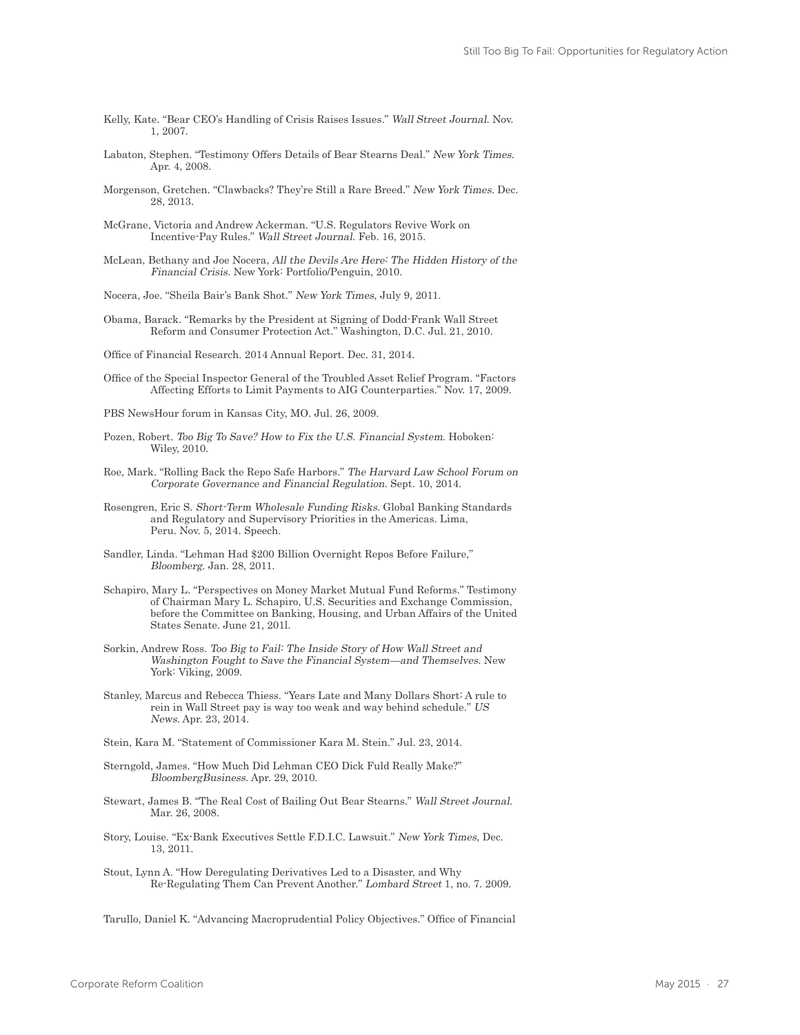Kelly, Kate. "Bear CEO's Handling of Crisis Raises Issues." *Wall Street Journal*. Nov. 1, 2007.

Labaton, Stephen. "Testimony Offers Details of Bear Stearns Deal." *New York Times*. Apr. 4, 2008.

Morgenson, Gretchen. "Clawbacks? They're Still a Rare Breed." *New York Times*. Dec. 28, 2013.

McGrane, Victoria and Andrew Ackerman. "U.S. Regulators Revive Work on Incentive-Pay Rules." *Wall Street Journal*. Feb. 16, 2015.

McLean, Bethany and Joe Nocera, *All the Devils Are Here: The Hidden History of the Financial Crisis*. New York: Portfolio/Penguin, 2010.

Nocera, Joe. "Sheila Bair's Bank Shot." *New York Times*, July 9, 2011.

Obama, Barack. "Remarks by the President at Signing of Dodd-Frank Wall Street Reform and Consumer Protection Act." Washington, D.C. Jul. 21, 2010.

Office of Financial Research. 2014 Annual Report. Dec. 31, 2014.

Office of the Special Inspector General of the Troubled Asset Relief Program. "Factors Affecting Efforts to Limit Payments to AIG Counterparties." Nov. 17, 2009.

PBS NewsHour forum in Kansas City, MO. Jul. 26, 2009.

Pozen, Robert. *Too Big To Save? How to Fix the U.S. Financial System*. Hoboken: Wiley, 2010.

Roe, Mark. "Rolling Back the Repo Safe Harbors." *The Harvard Law School Forum on Corporate Governance and Financial Regulation*. Sept. 10, 2014.

Rosengren, Eric S. *Short-Term Wholesale Funding Risks*. Global Banking Standards and Regulatory and Supervisory Priorities in the Americas. Lima, Peru. Nov. 5, 2014. Speech.

Sandler, Linda. "Lehman Had $200 Billion Overnight Repos Before Failure," *Bloomberg*. Jan. 28, 2011.

Schapiro, Mary L. "Perspectives on Money Market Mutual Fund Reforms." Testimony of Chairman Mary L. Schapiro, U.S. Securities and Exchange Commission, before the Committee on Banking, Housing, and Urban Affairs of the United States Senate. June 21, 201l.

Sorkin, Andrew Ross. *Too Big to Fail: The Inside Story of How Wall Street and Washington Fought to Save the Financial System—and Themselves*. New York: Viking, 2009.

Stanley, Marcus and Rebecca Thiess. "Years Late and Many Dollars Short: A rule to rein in Wall Street pay is way too weak and way behind schedule." *US News*. Apr. 23, 2014.

Stein, Kara M. "Statement of Commissioner Kara M. Stein." Jul. 23, 2014.

Sterngold, James. "How Much Did Lehman CEO Dick Fuld Really Make?" *BloombergBusiness*. Apr. 29, 2010.

Stewart, James B. "The Real Cost of Bailing Out Bear Stearns." *Wall Street Journal*. Mar. 26, 2008.

Story, Louise. "Ex-Bank Executives Settle F.D.I.C. Lawsuit." *New York Times*, Dec. 13, 2011.

Stout, Lynn A. "How Deregulating Derivatives Led to a Disaster, and Why Re-Regulating Them Can Prevent Another." *Lombard Street* 1, no. 7. 2009.

Tarullo, Daniel K. "Advancing Macroprudential Policy Objectives." Office of Financial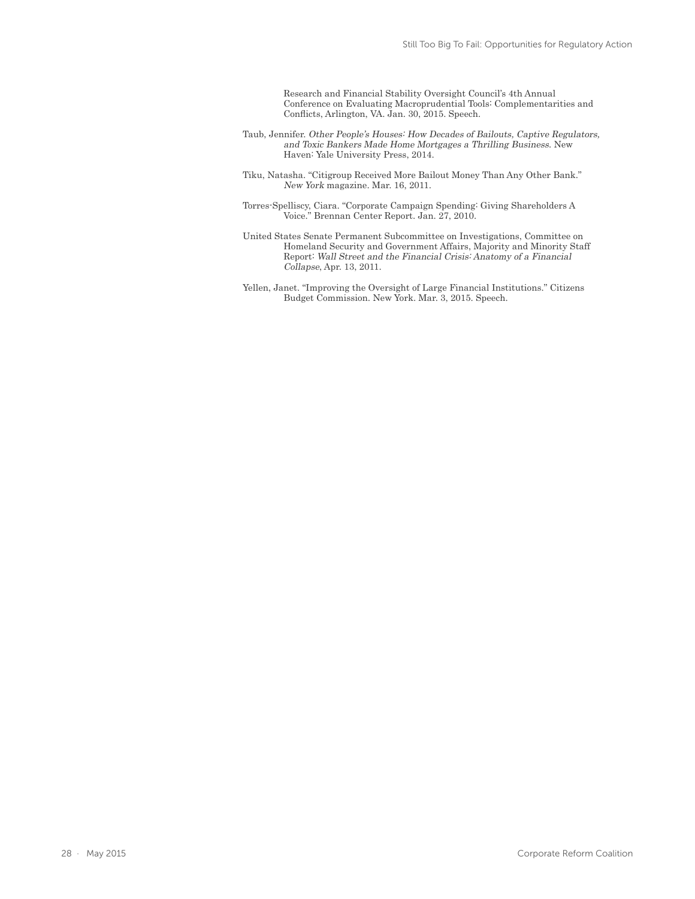Research and Financial Stability Oversight Council's 4th Annual Conference on Evaluating Macroprudential Tools: Complementarities and Conflicts, Arlington, VA. Jan. 30, 2015. Speech.

Taub, Jennifer. *Other People's Houses: How Decades of Bailouts, Captive Regulators, and Toxic Bankers Made Home Mortgages a Thrilling Business.* New Haven: Yale University Press, 2014.

Tiku, Natasha. "Citigroup Received More Bailout Money Than Any Other Bank." *New York* magazine. Mar. 16, 2011.

Torres-Spelliscy, Ciara. "Corporate Campaign Spending: Giving Shareholders A Voice." Brennan Center Report. Jan. 27, 2010.

United States Senate Permanent Subcommittee on Investigations, Committee on Homeland Security and Government Affairs, Majority and Minority Staff Report: *Wall Street and the Financial Crisis: Anatomy of a Financial Collapse*, Apr. 13, 2011.

Yellen, Janet. "Improving the Oversight of Large Financial Institutions." Citizens Budget Commission. New York. Mar. 3, 2015. Speech.